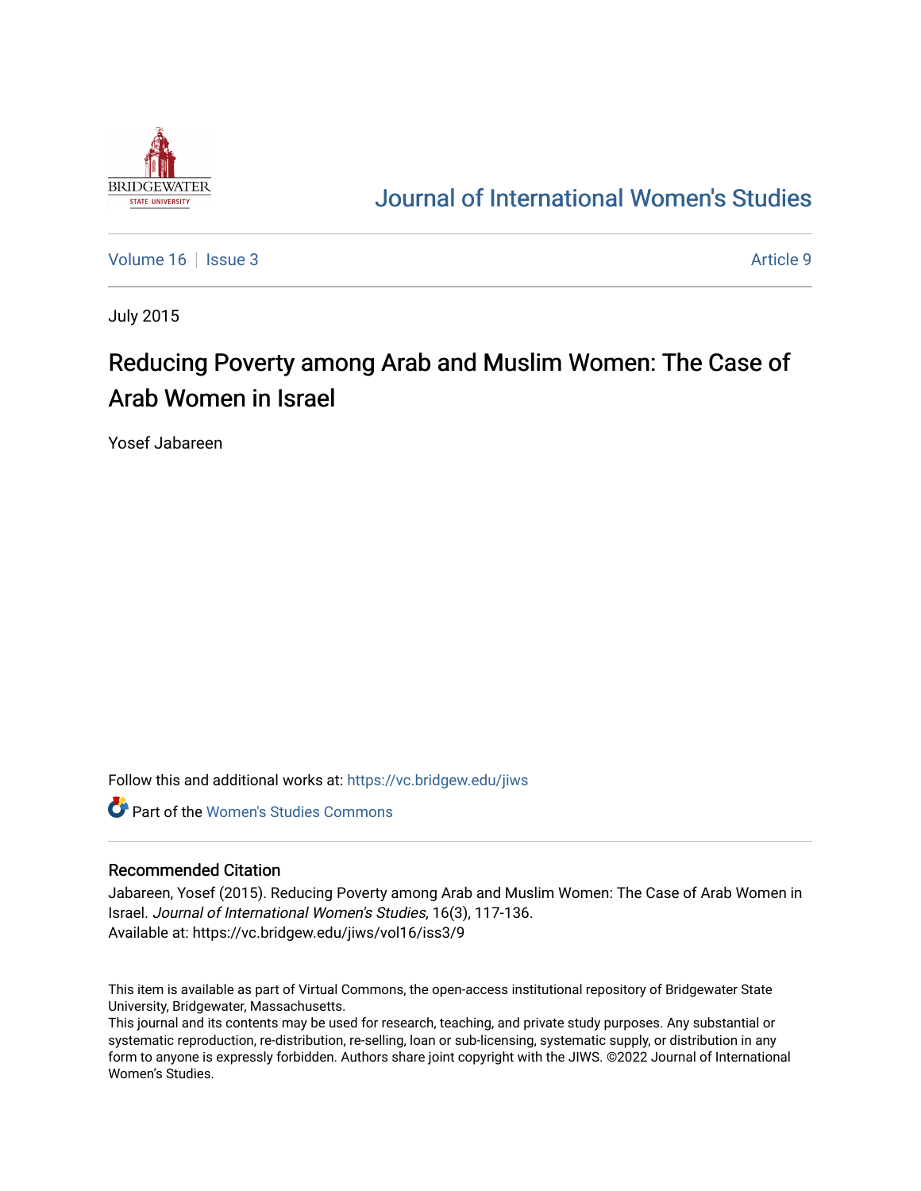Journal of International Women's Studies

Volume 16 | Issue 3 | Article 9

July 2015

# Reducing Poverty among Arab and Muslim Women: The Case of Arab Women in Israel

Yosef Jabareen

Follow this and additional works at: https://vc.bridgew.edu/jiws

Part of the Women's Studies Commons

## Recommended Citation

Jabareen, Yosef (2015). Reducing Poverty among Arab and Muslim Women: The Case of Arab Women in Israel. *Journal of International Women's Studies*, 16(3), 117-136.
Available at: https://vc.bridgew.edu/jiws/vol16/iss3/9

This item is available as part of Virtual Commons, the open-access institutional repository of Bridgewater State University, Bridgewater, Massachusetts.
This journal and its contents may be used for research, teaching, and private study purposes. Any substantial or systematic reproduction, re-distribution, re-selling, loan or sub-licensing, systematic supply, or distribution in any form to anyone is expressly forbidden. Authors share joint copyright with the JIWS. ©2022 Journal of International Women's Studies.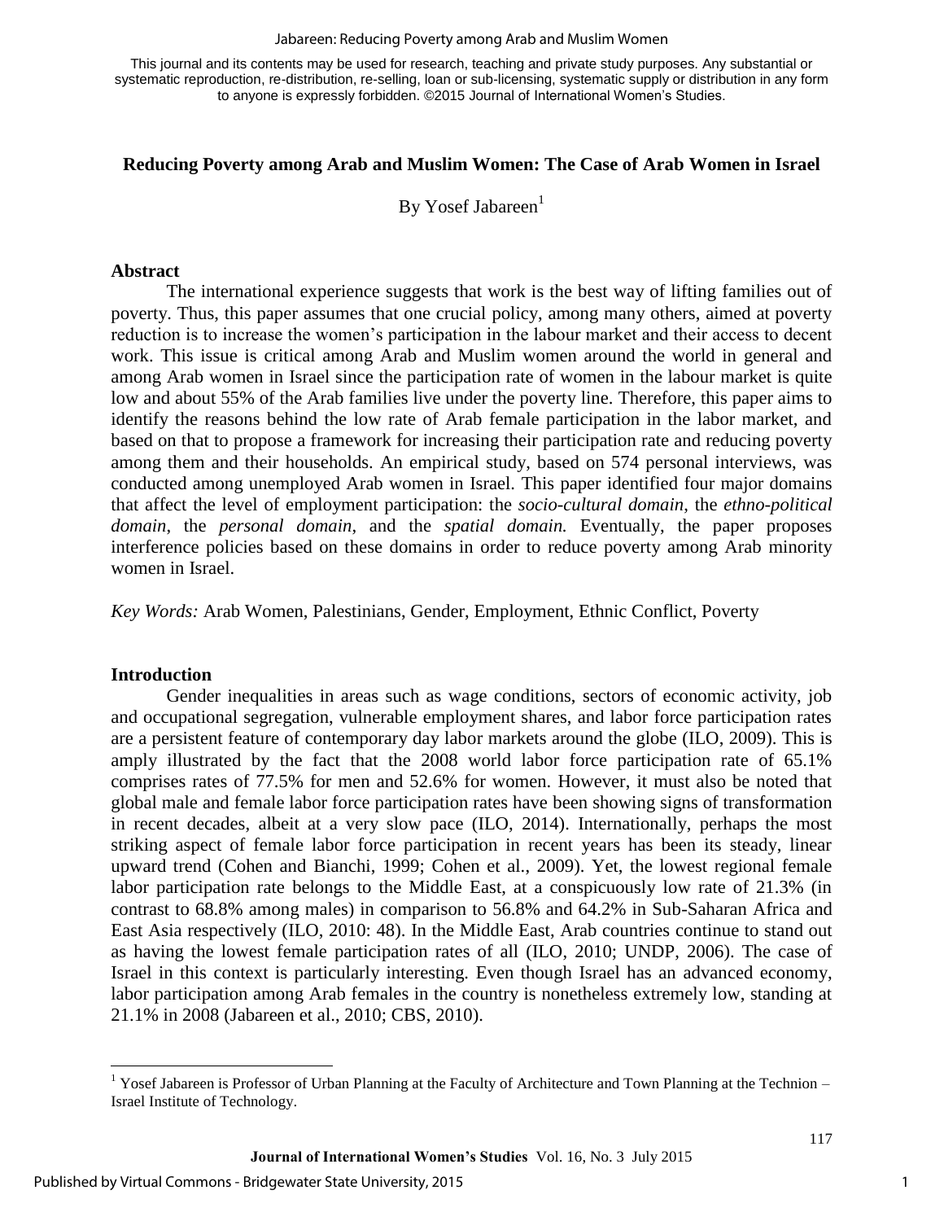This journal and its contents may be used for research, teaching and private study purposes. Any substantial or systematic reproduction, re-distribution, re-selling, loan or sub-licensing, systematic supply or distribution in any form to anyone is expressly forbidden. ©2015 Journal of International Women's Studies.

**Reducing Poverty among Arab and Muslim Women: The Case of Arab Women in Israel**

By Yosef Jabareen[1]

## Abstract

The international experience suggests that work is the best way of lifting families out of poverty. Thus, this paper assumes that one crucial policy, among many others, aimed at poverty reduction is to increase the women's participation in the labour market and their access to decent work. This issue is critical among Arab and Muslim women around the world in general and among Arab women in Israel since the participation rate of women in the labour market is quite low and about 55% of the Arab families live under the poverty line. Therefore, this paper aims to identify the reasons behind the low rate of Arab female participation in the labor market, and based on that to propose a framework for increasing their participation rate and reducing poverty among them and their households. An empirical study, based on 574 personal interviews, was conducted among unemployed Arab women in Israel. This paper identified four major domains that affect the level of employment participation: the *socio-cultural domain*, the *ethno-political domain*, the *personal domain*, and the *spatial domain.* Eventually, the paper proposes interference policies based on these domains in order to reduce poverty among Arab minority women in Israel.

*Key Words:* Arab Women, Palestinians, Gender, Employment, Ethnic Conflict, Poverty

## Introduction

Gender inequalities in areas such as wage conditions, sectors of economic activity, job and occupational segregation, vulnerable employment shares, and labor force participation rates are a persistent feature of contemporary day labor markets around the globe (ILO, 2009). This is amply illustrated by the fact that the 2008 world labor force participation rate of 65.1% comprises rates of 77.5% for men and 52.6% for women. However, it must also be noted that global male and female labor force participation rates have been showing signs of transformation in recent decades, albeit at a very slow pace (ILO, 2014). Internationally, perhaps the most striking aspect of female labor force participation in recent years has been its steady, linear upward trend (Cohen and Bianchi, 1999; Cohen et al., 2009). Yet, the lowest regional female labor participation rate belongs to the Middle East, at a conspicuously low rate of 21.3% (in contrast to 68.8% among males) in comparison to 56.8% and 64.2% in Sub-Saharan Africa and East Asia respectively (ILO, 2010: 48). In the Middle East, Arab countries continue to stand out as having the lowest female participation rates of all (ILO, 2010; UNDP, 2006). The case of Israel in this context is particularly interesting. Even though Israel has an advanced economy, labor participation among Arab females in the country is nonetheless extremely low, standing at 21.1% in 2008 (Jabareen et al., 2010; CBS, 2010).

[1] Yosef Jabareen is Professor of Urban Planning at the Faculty of Architecture and Town Planning at the Technion – Israel Institute of Technology.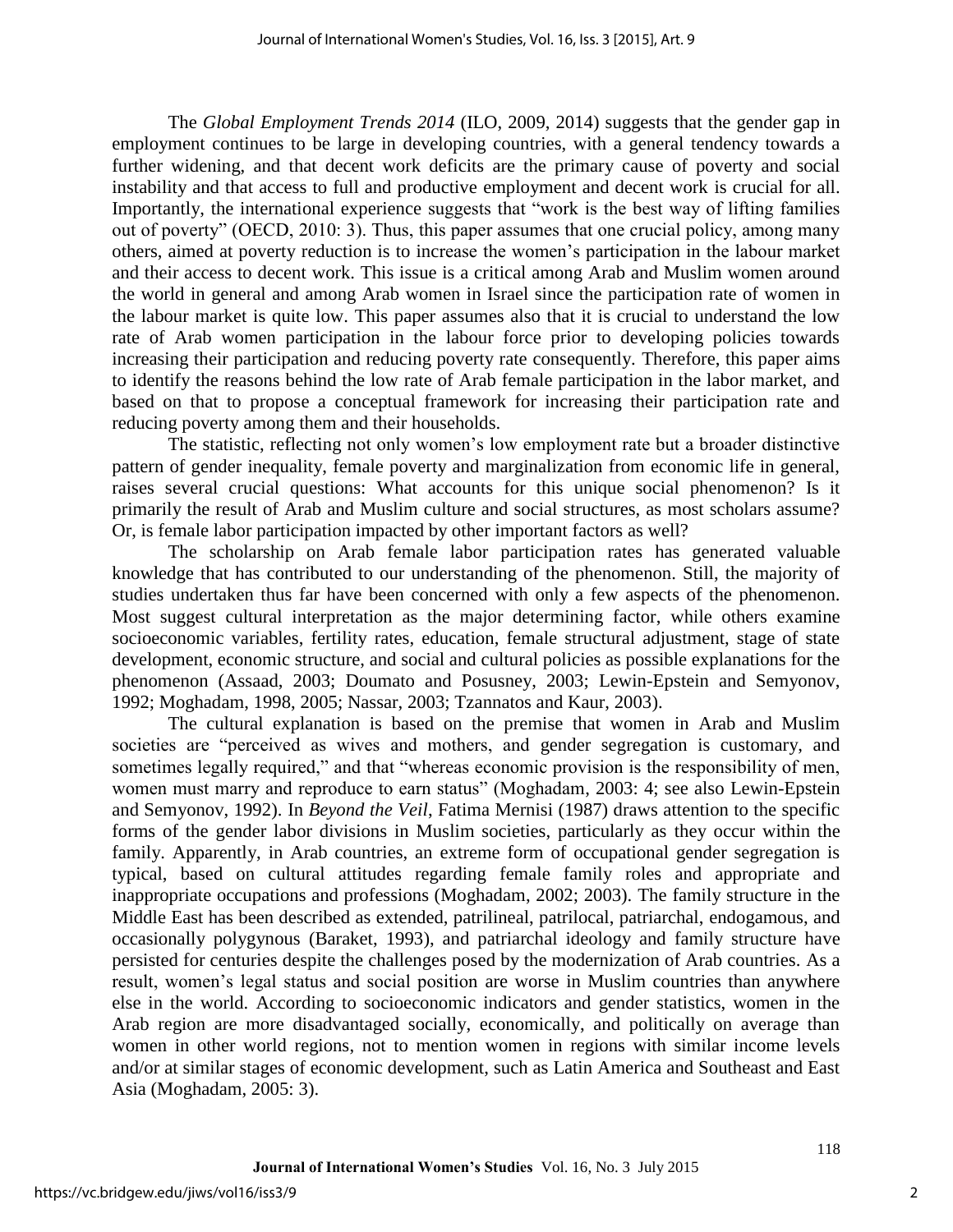The *Global Employment Trends 2014* (ILO, 2009, 2014) suggests that the gender gap in employment continues to be large in developing countries, with a general tendency towards a further widening, and that decent work deficits are the primary cause of poverty and social instability and that access to full and productive employment and decent work is crucial for all. Importantly, the international experience suggests that "work is the best way of lifting families out of poverty" (OECD, 2010: 3). Thus, this paper assumes that one crucial policy, among many others, aimed at poverty reduction is to increase the women's participation in the labour market and their access to decent work. This issue is a critical among Arab and Muslim women around the world in general and among Arab women in Israel since the participation rate of women in the labour market is quite low. This paper assumes also that it is crucial to understand the low rate of Arab women participation in the labour force prior to developing policies towards increasing their participation and reducing poverty rate consequently. Therefore, this paper aims to identify the reasons behind the low rate of Arab female participation in the labor market, and based on that to propose a conceptual framework for increasing their participation rate and reducing poverty among them and their households.

The statistic, reflecting not only women's low employment rate but a broader distinctive pattern of gender inequality, female poverty and marginalization from economic life in general, raises several crucial questions: What accounts for this unique social phenomenon? Is it primarily the result of Arab and Muslim culture and social structures, as most scholars assume? Or, is female labor participation impacted by other important factors as well?

The scholarship on Arab female labor participation rates has generated valuable knowledge that has contributed to our understanding of the phenomenon. Still, the majority of studies undertaken thus far have been concerned with only a few aspects of the phenomenon. Most suggest cultural interpretation as the major determining factor, while others examine socioeconomic variables, fertility rates, education, female structural adjustment, stage of state development, economic structure, and social and cultural policies as possible explanations for the phenomenon (Assaad, 2003; Doumato and Posusney, 2003; Lewin-Epstein and Semyonov, 1992; Moghadam, 1998, 2005; Nassar, 2003; Tzannatos and Kaur, 2003).

The cultural explanation is based on the premise that women in Arab and Muslim societies are "perceived as wives and mothers, and gender segregation is customary, and sometimes legally required," and that "whereas economic provision is the responsibility of men, women must marry and reproduce to earn status" (Moghadam, 2003: 4; see also Lewin-Epstein and Semyonov, 1992). In *Beyond the Veil*, Fatima Mernisi (1987) draws attention to the specific forms of the gender labor divisions in Muslim societies, particularly as they occur within the family. Apparently, in Arab countries, an extreme form of occupational gender segregation is typical, based on cultural attitudes regarding female family roles and appropriate and inappropriate occupations and professions (Moghadam, 2002; 2003). The family structure in the Middle East has been described as extended, patrilineal, patrilocal, patriarchal, endogamous, and occasionally polygynous (Baraket, 1993), and patriarchal ideology and family structure have persisted for centuries despite the challenges posed by the modernization of Arab countries. As a result, women's legal status and social position are worse in Muslim countries than anywhere else in the world. According to socioeconomic indicators and gender statistics, women in the Arab region are more disadvantaged socially, economically, and politically on average than women in other world regions, not to mention women in regions with similar income levels and/or at similar stages of economic development, such as Latin America and Southeast and East Asia (Moghadam, 2005: 3).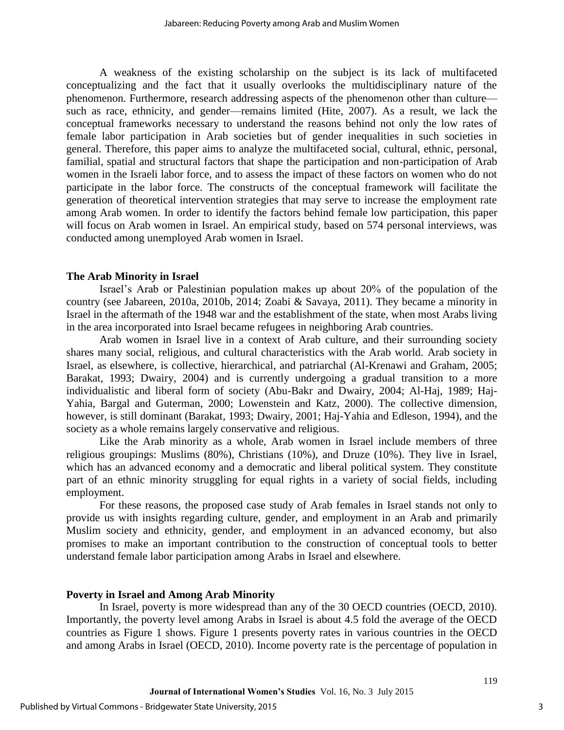A weakness of the existing scholarship on the subject is its lack of multifaceted conceptualizing and the fact that it usually overlooks the multidisciplinary nature of the phenomenon. Furthermore, research addressing aspects of the phenomenon other than culture—such as race, ethnicity, and gender—remains limited (Hite, 2007). As a result, we lack the conceptual frameworks necessary to understand the reasons behind not only the low rates of female labor participation in Arab societies but of gender inequalities in such societies in general. Therefore, this paper aims to analyze the multifaceted social, cultural, ethnic, personal, familial, spatial and structural factors that shape the participation and non-participation of Arab women in the Israeli labor force, and to assess the impact of these factors on women who do not participate in the labor force. The constructs of the conceptual framework will facilitate the generation of theoretical intervention strategies that may serve to increase the employment rate among Arab women. In order to identify the factors behind female low participation, this paper will focus on Arab women in Israel. An empirical study, based on 574 personal interviews, was conducted among unemployed Arab women in Israel.

## The Arab Minority in Israel

Israel's Arab or Palestinian population makes up about 20% of the population of the country (see Jabareen, 2010a, 2010b, 2014; Zoabi & Savaya, 2011). They became a minority in Israel in the aftermath of the 1948 war and the establishment of the state, when most Arabs living in the area incorporated into Israel became refugees in neighboring Arab countries.

Arab women in Israel live in a context of Arab culture, and their surrounding society shares many social, religious, and cultural characteristics with the Arab world. Arab society in Israel, as elsewhere, is collective, hierarchical, and patriarchal (Al-Krenawi and Graham, 2005; Barakat, 1993; Dwairy, 2004) and is currently undergoing a gradual transition to a more individualistic and liberal form of society (Abu-Bakr and Dwairy, 2004; Al-Haj, 1989; Haj-Yahia, Bargal and Guterman, 2000; Lowenstein and Katz, 2000). The collective dimension, however, is still dominant (Barakat, 1993; Dwairy, 2001; Haj-Yahia and Edleson, 1994), and the society as a whole remains largely conservative and religious.

Like the Arab minority as a whole, Arab women in Israel include members of three religious groupings: Muslims (80%), Christians (10%), and Druze (10%). They live in Israel, which has an advanced economy and a democratic and liberal political system. They constitute part of an ethnic minority struggling for equal rights in a variety of social fields, including employment.

For these reasons, the proposed case study of Arab females in Israel stands not only to provide us with insights regarding culture, gender, and employment in an Arab and primarily Muslim society and ethnicity, gender, and employment in an advanced economy, but also promises to make an important contribution to the construction of conceptual tools to better understand female labor participation among Arabs in Israel and elsewhere.

## Poverty in Israel and Among Arab Minority

In Israel, poverty is more widespread than any of the 30 OECD countries (OECD, 2010). Importantly, the poverty level among Arabs in Israel is about 4.5 fold the average of the OECD countries as Figure 1 shows. Figure 1 presents poverty rates in various countries in the OECD and among Arabs in Israel (OECD, 2010). Income poverty rate is the percentage of population in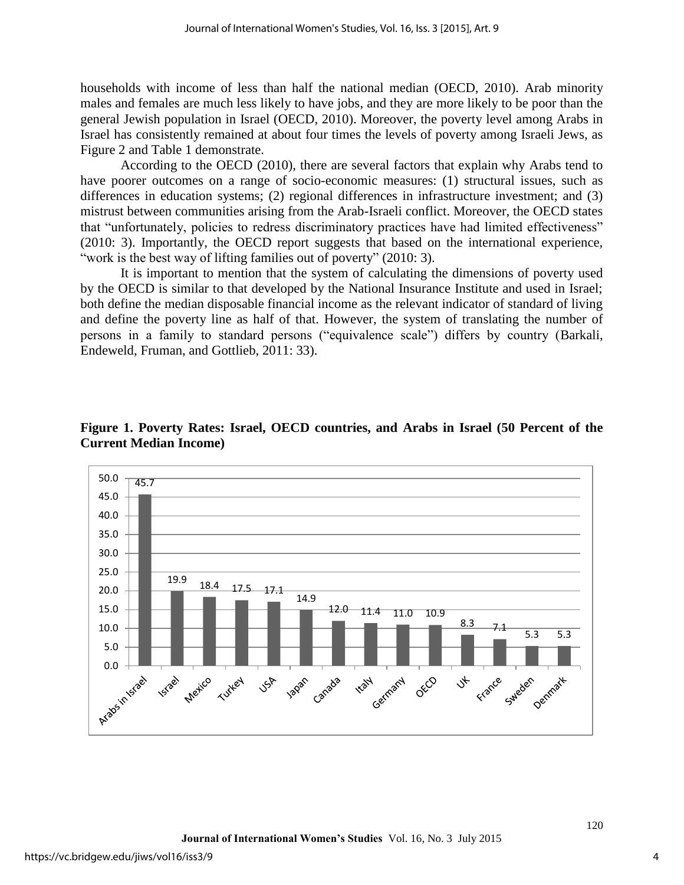households with income of less than half the national median (OECD, 2010). Arab minority males and females are much less likely to have jobs, and they are more likely to be poor than the general Jewish population in Israel (OECD, 2010). Moreover, the poverty level among Arabs in Israel has consistently remained at about four times the levels of poverty among Israeli Jews, as Figure 2 and Table 1 demonstrate.

According to the OECD (2010), there are several factors that explain why Arabs tend to have poorer outcomes on a range of socio-economic measures: (1) structural issues, such as differences in education systems; (2) regional differences in infrastructure investment; and (3) mistrust between communities arising from the Arab-Israeli conflict. Moreover, the OECD states that "unfortunately, policies to redress discriminatory practices have had limited effectiveness" (2010: 3). Importantly, the OECD report suggests that based on the international experience, "work is the best way of lifting families out of poverty" (2010: 3).

It is important to mention that the system of calculating the dimensions of poverty used by the OECD is similar to that developed by the National Insurance Institute and used in Israel; both define the median disposable financial income as the relevant indicator of standard of living and define the poverty line as half of that. However, the system of translating the number of persons in a family to standard persons ("equivalence scale") differs by country (Barkali, Endeweld, Fruman, and Gottlieb, 2011: 33).

**Figure 1. Poverty Rates: Israel, OECD countries, and Arabs in Israel (50 Percent of the Current Median Income)**

| Country | Poverty Rate |
|---|---|
| Arabs in Israel | 45.7 |
| Israel | 19.9 |
| Mexico | 18.4 |
| Turkey | 17.5 |
| USA | 17.1 |
| Japan | 14.9 |
| Canada | 12.0 |
| Italy | 11.4 |
| Germany | 11.0 |
| OECD | 10.9 |
| UK | 8.3 |
| France | 7.1 |
| Sweden | 5.3 |
| Denmark | 5.3 |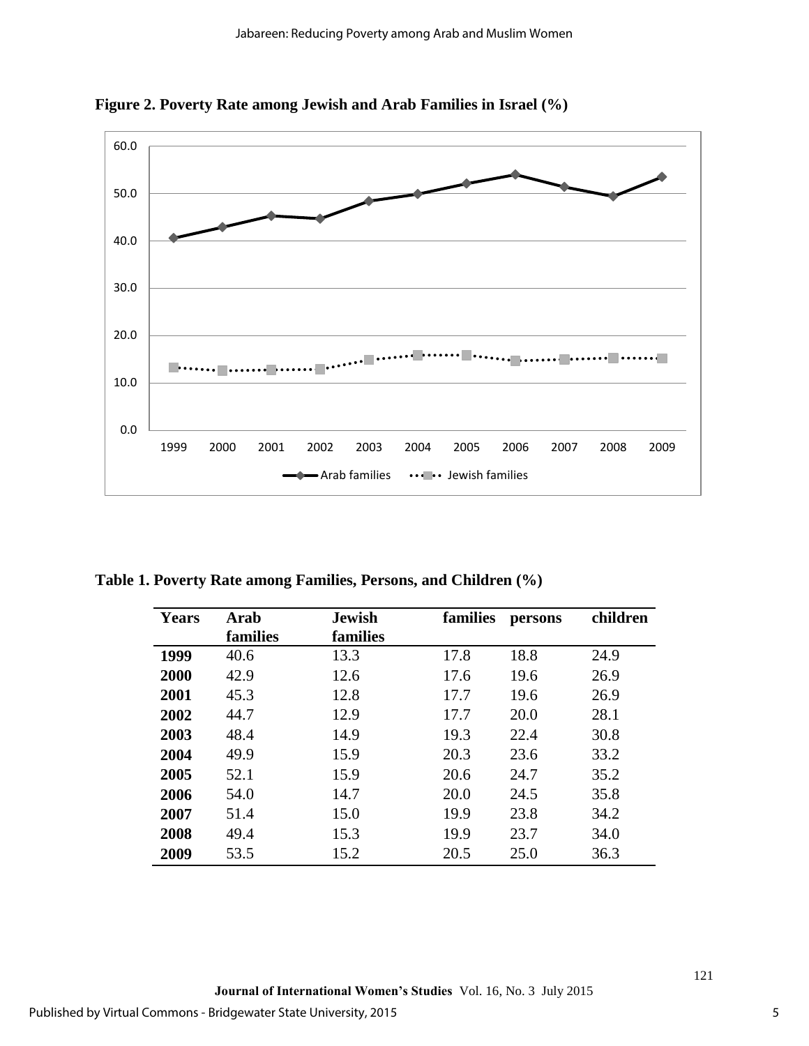**Figure 2. Poverty Rate among Jewish and Arab Families in Israel (%)**

**Table 1. Poverty Rate among Families, Persons, and Children (%)**

| Years | Arab families | Jewish families | families | persons | children |
|---|---|---|---|---|---|
| **1999** | 40.6 | 13.3 | 17.8 | 18.8 | 24.9 |
| **2000** | 42.9 | 12.6 | 17.6 | 19.6 | 26.9 |
| **2001** | 45.3 | 12.8 | 17.7 | 19.6 | 26.9 |
| **2002** | 44.7 | 12.9 | 17.7 | 20.0 | 28.1 |
| **2003** | 48.4 | 14.9 | 19.3 | 22.4 | 30.8 |
| **2004** | 49.9 | 15.9 | 20.3 | 23.6 | 33.2 |
| **2005** | 52.1 | 15.9 | 20.6 | 24.7 | 35.2 |
| **2006** | 54.0 | 14.7 | 20.0 | 24.5 | 35.8 |
| **2007** | 51.4 | 15.0 | 19.9 | 23.8 | 34.2 |
| **2008** | 49.4 | 15.3 | 19.9 | 23.7 | 34.0 |
| **2009** | 53.5 | 15.2 | 20.5 | 25.0 | 36.3 |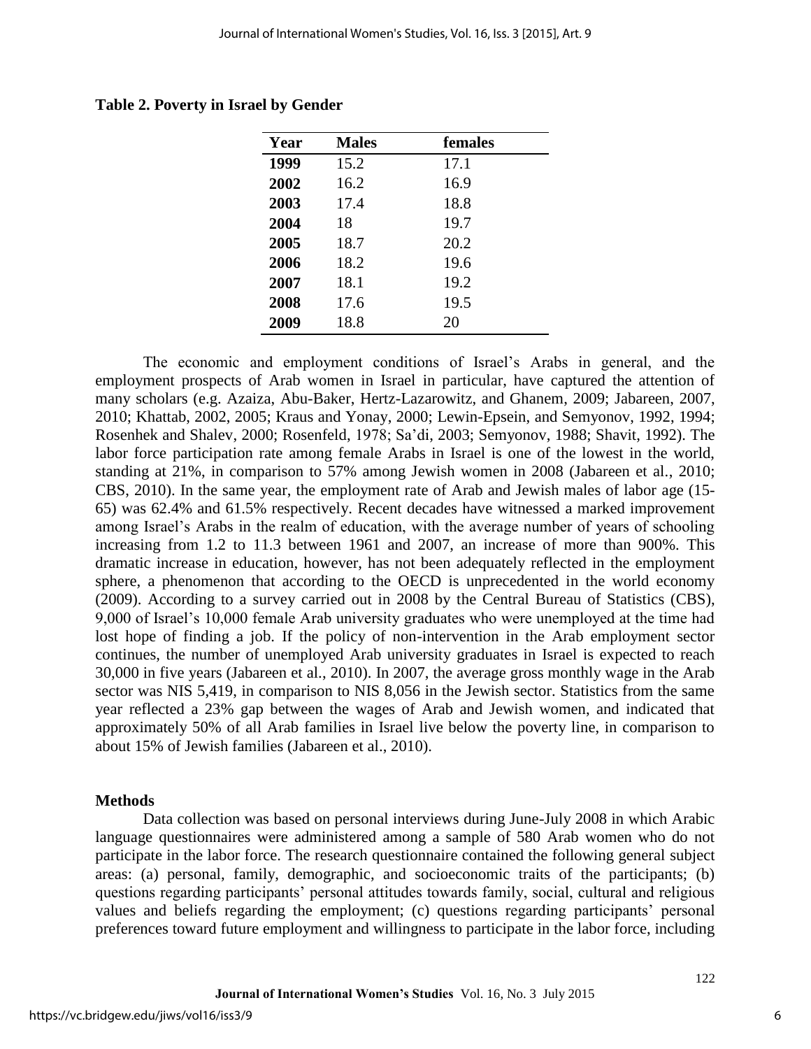**Table 2. Poverty in Israel by Gender**

| Year | Males | females |
|---|---|---|
| **1999** | 15.2 | 17.1 |
| **2002** | 16.2 | 16.9 |
| **2003** | 17.4 | 18.8 |
| **2004** | 18 | 19.7 |
| **2005** | 18.7 | 20.2 |
| **2006** | 18.2 | 19.6 |
| **2007** | 18.1 | 19.2 |
| **2008** | 17.6 | 19.5 |
| **2009** | 18.8 | 20 |

The economic and employment conditions of Israel's Arabs in general, and the employment prospects of Arab women in Israel in particular, have captured the attention of many scholars (e.g. Azaiza, Abu-Baker, Hertz-Lazarowitz, and Ghanem, 2009; Jabareen, 2007, 2010; Khattab, 2002, 2005; Kraus and Yonay, 2000; Lewin-Epsein, and Semyonov, 1992, 1994; Rosenhek and Shalev, 2000; Rosenfeld, 1978; Sa'di, 2003; Semyonov, 1988; Shavit, 1992). The labor force participation rate among female Arabs in Israel is one of the lowest in the world, standing at 21%, in comparison to 57% among Jewish women in 2008 (Jabareen et al., 2010; CBS, 2010). In the same year, the employment rate of Arab and Jewish males of labor age (15-65) was 62.4% and 61.5% respectively. Recent decades have witnessed a marked improvement among Israel's Arabs in the realm of education, with the average number of years of schooling increasing from 1.2 to 11.3 between 1961 and 2007, an increase of more than 900%. This dramatic increase in education, however, has not been adequately reflected in the employment sphere, a phenomenon that according to the OECD is unprecedented in the world economy (2009). According to a survey carried out in 2008 by the Central Bureau of Statistics (CBS), 9,000 of Israel's 10,000 female Arab university graduates who were unemployed at the time had lost hope of finding a job. If the policy of non-intervention in the Arab employment sector continues, the number of unemployed Arab university graduates in Israel is expected to reach 30,000 in five years (Jabareen et al., 2010). In 2007, the average gross monthly wage in the Arab sector was NIS 5,419, in comparison to NIS 8,056 in the Jewish sector. Statistics from the same year reflected a 23% gap between the wages of Arab and Jewish women, and indicated that approximately 50% of all Arab families in Israel live below the poverty line, in comparison to about 15% of Jewish families (Jabareen et al., 2010).

## Methods

Data collection was based on personal interviews during June-July 2008 in which Arabic language questionnaires were administered among a sample of 580 Arab women who do not participate in the labor force. The research questionnaire contained the following general subject areas: (a) personal, family, demographic, and socioeconomic traits of the participants; (b) questions regarding participants' personal attitudes towards family, social, cultural and religious values and beliefs regarding the employment; (c) questions regarding participants' personal preferences toward future employment and willingness to participate in the labor force, including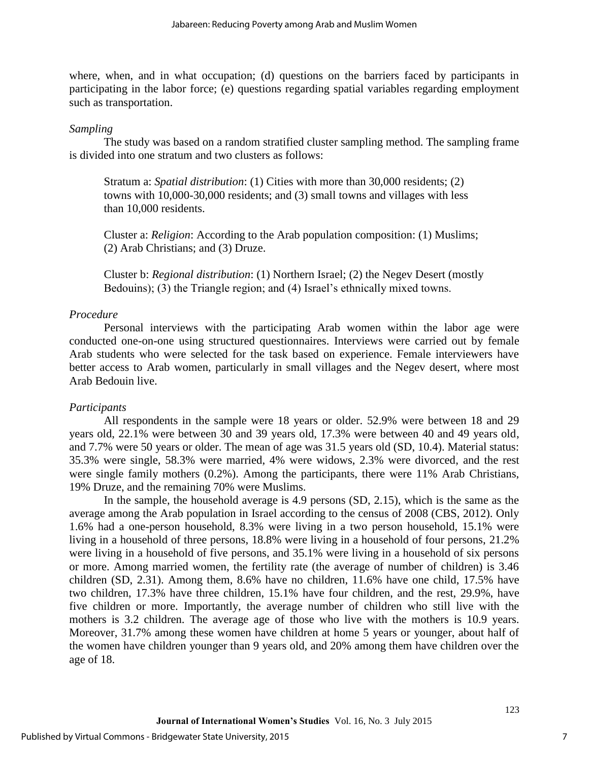where, when, and in what occupation; (d) questions on the barriers faced by participants in participating in the labor force; (e) questions regarding spatial variables regarding employment such as transportation.

*Sampling*

The study was based on a random stratified cluster sampling method. The sampling frame is divided into one stratum and two clusters as follows:

> Stratum a: *Spatial distribution*: (1) Cities with more than 30,000 residents; (2) towns with 10,000-30,000 residents; and (3) small towns and villages with less than 10,000 residents.
>
> Cluster a: *Religion*: According to the Arab population composition: (1) Muslims; (2) Arab Christians; and (3) Druze.
>
> Cluster b: *Regional distribution*: (1) Northern Israel; (2) the Negev Desert (mostly Bedouins); (3) the Triangle region; and (4) Israel's ethnically mixed towns.

*Procedure*

Personal interviews with the participating Arab women within the labor age were conducted one-on-one using structured questionnaires. Interviews were carried out by female Arab students who were selected for the task based on experience. Female interviewers have better access to Arab women, particularly in small villages and the Negev desert, where most Arab Bedouin live.

*Participants*

All respondents in the sample were 18 years or older. 52.9% were between 18 and 29 years old, 22.1% were between 30 and 39 years old, 17.3% were between 40 and 49 years old, and 7.7% were 50 years or older. The mean of age was 31.5 years old (SD, 10.4). Material status: 35.3% were single, 58.3% were married, 4% were widows, 2.3% were divorced, and the rest were single family mothers (0.2%). Among the participants, there were 11% Arab Christians, 19% Druze, and the remaining 70% were Muslims.

In the sample, the household average is 4.9 persons (SD, 2.15), which is the same as the average among the Arab population in Israel according to the census of 2008 (CBS, 2012). Only 1.6% had a one-person household, 8.3% were living in a two person household, 15.1% were living in a household of three persons, 18.8% were living in a household of four persons, 21.2% were living in a household of five persons, and 35.1% were living in a household of six persons or more. Among married women, the fertility rate (the average of number of children) is 3.46 children (SD, 2.31). Among them, 8.6% have no children, 11.6% have one child, 17.5% have two children, 17.3% have three children, 15.1% have four children, and the rest, 29.9%, have five children or more. Importantly, the average number of children who still live with the mothers is 3.2 children. The average age of those who live with the mothers is 10.9 years. Moreover, 31.7% among these women have children at home 5 years or younger, about half of the women have children younger than 9 years old, and 20% among them have children over the age of 18.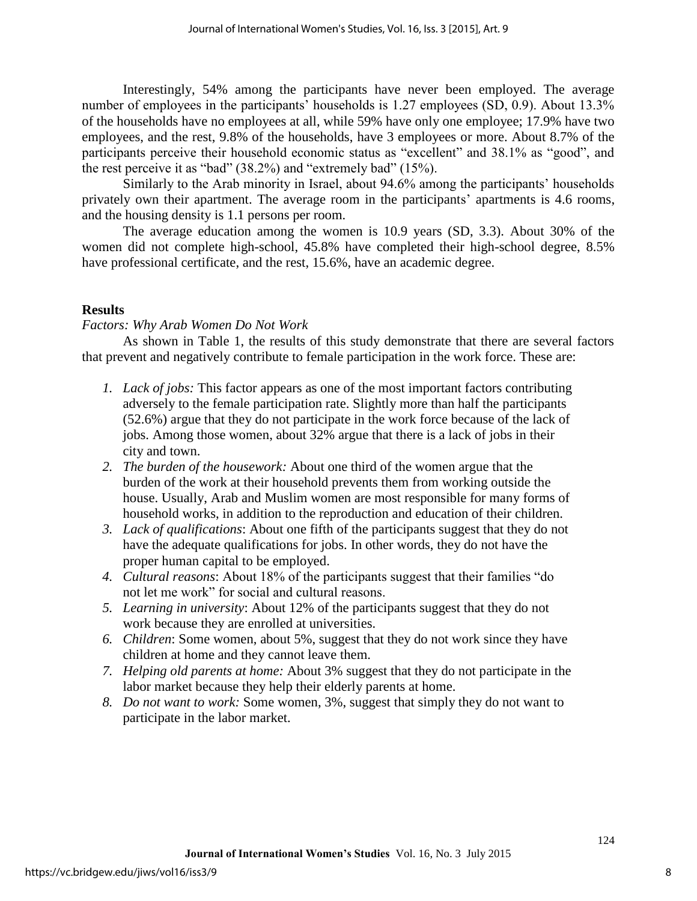Interestingly, 54% among the participants have never been employed. The average number of employees in the participants' households is 1.27 employees (SD, 0.9). About 13.3% of the households have no employees at all, while 59% have only one employee; 17.9% have two employees, and the rest, 9.8% of the households, have 3 employees or more. About 8.7% of the participants perceive their household economic status as "excellent" and 38.1% as "good", and the rest perceive it as "bad" (38.2%) and "extremely bad" (15%).

Similarly to the Arab minority in Israel, about 94.6% among the participants' households privately own their apartment. The average room in the participants' apartments is 4.6 rooms, and the housing density is 1.1 persons per room.

The average education among the women is 10.9 years (SD, 3.3). About 30% of the women did not complete high-school, 45.8% have completed their high-school degree, 8.5% have professional certificate, and the rest, 15.6%, have an academic degree.

## Results

### *Factors: Why Arab Women Do Not Work*

As shown in Table 1, the results of this study demonstrate that there are several factors that prevent and negatively contribute to female participation in the work force. These are:

1. *Lack of jobs:* This factor appears as one of the most important factors contributing adversely to the female participation rate. Slightly more than half the participants (52.6%) argue that they do not participate in the work force because of the lack of jobs. Among those women, about 32% argue that there is a lack of jobs in their city and town.
2. *The burden of the housework:* About one third of the women argue that the burden of the work at their household prevents them from working outside the house. Usually, Arab and Muslim women are most responsible for many forms of household works, in addition to the reproduction and education of their children.
3. *Lack of qualifications*: About one fifth of the participants suggest that they do not have the adequate qualifications for jobs. In other words, they do not have the proper human capital to be employed.
4. *Cultural reasons*: About 18% of the participants suggest that their families "do not let me work" for social and cultural reasons.
5. *Learning in university*: About 12% of the participants suggest that they do not work because they are enrolled at universities.
6. *Children*: Some women, about 5%, suggest that they do not work since they have children at home and they cannot leave them.
7. *Helping old parents at home:* About 3% suggest that they do not participate in the labor market because they help their elderly parents at home.
8. *Do not want to work:* Some women, 3%, suggest that simply they do not want to participate in the labor market.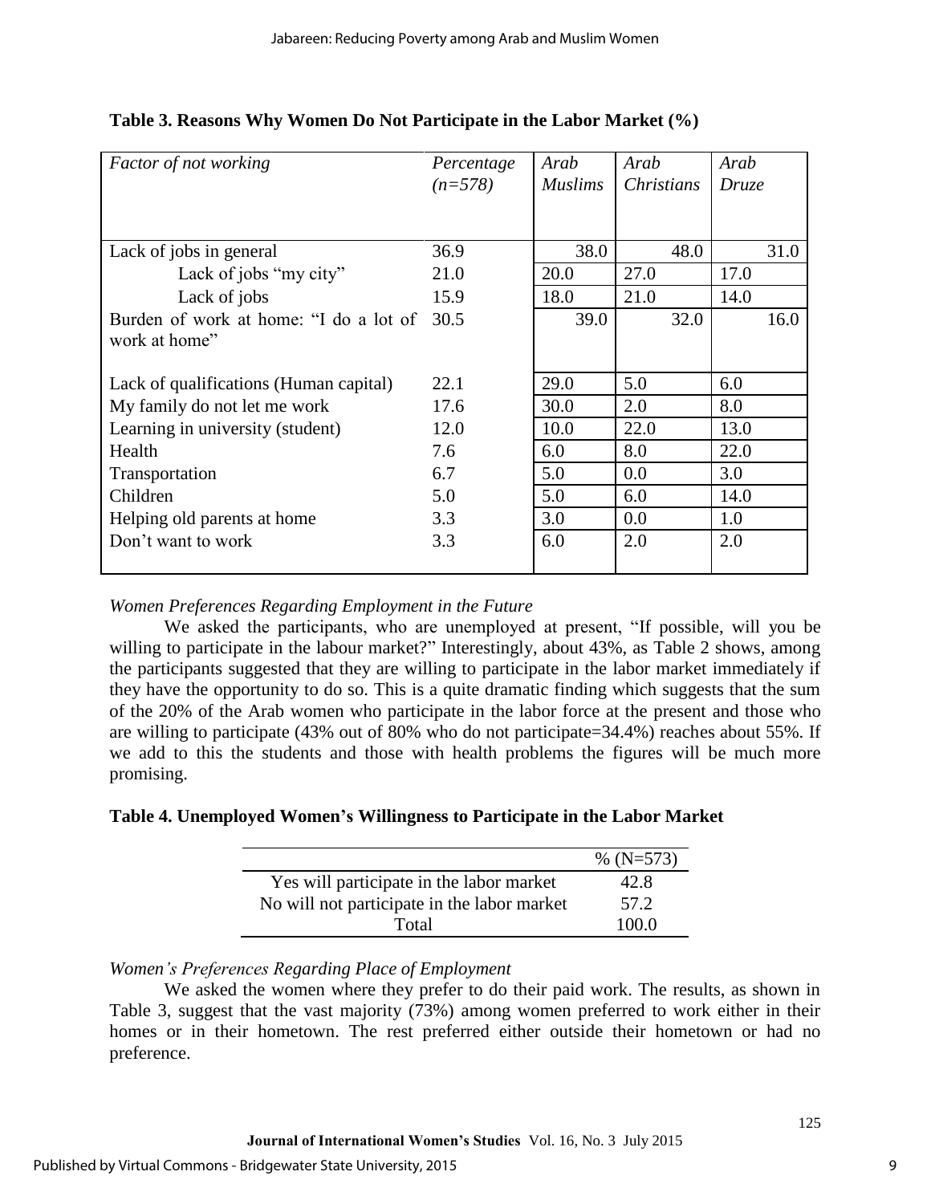**Table 3. Reasons Why Women Do Not Participate in the Labor Market (%)**

| *Factor of not working* | *Percentage (n=578)* | *Arab Muslims* | *Arab Christians* | *Arab Druze* |
|---|---|---|---|---|
| Lack of jobs in general | 36.9 | 38.0 | 48.0 | 31.0 |
| Lack of jobs "my city" | 21.0 | 20.0 | 27.0 | 17.0 |
| Lack of jobs | 15.9 | 18.0 | 21.0 | 14.0 |
| Burden of work at home: "I do a lot of work at home" | 30.5 | 39.0 | 32.0 | 16.0 |
| Lack of qualifications (Human capital) | 22.1 | 29.0 | 5.0 | 6.0 |
| My family do not let me work | 17.6 | 30.0 | 2.0 | 8.0 |
| Learning in university (student) | 12.0 | 10.0 | 22.0 | 13.0 |
| Health | 7.6 | 6.0 | 8.0 | 22.0 |
| Transportation | 6.7 | 5.0 | 0.0 | 3.0 |
| Children | 5.0 | 5.0 | 6.0 | 14.0 |
| Helping old parents at home | 3.3 | 3.0 | 0.0 | 1.0 |
| Don't want to work | 3.3 | 6.0 | 2.0 | 2.0 |

*Women Preferences Regarding Employment in the Future*

We asked the participants, who are unemployed at present, "If possible, will you be willing to participate in the labour market?" Interestingly, about 43%, as Table 2 shows, among the participants suggested that they are willing to participate in the labor market immediately if they have the opportunity to do so. This is a quite dramatic finding which suggests that the sum of the 20% of the Arab women who participate in the labor force at the present and those who are willing to participate (43% out of 80% who do not participate=34.4%) reaches about 55%. If we add to this the students and those with health problems the figures will be much more promising.

**Table 4. Unemployed Women's Willingness to Participate in the Labor Market**

| | % (N=573) |
|---|---|
| Yes will participate in the labor market | 42.8 |
| No will not participate in the labor market | 57.2 |
| Total | 100.0 |

*Women's Preferences Regarding Place of Employment*

We asked the women where they prefer to do their paid work. The results, as shown in Table 3, suggest that the vast majority (73%) among women preferred to work either in their homes or in their hometown. The rest preferred either outside their hometown or had no preference.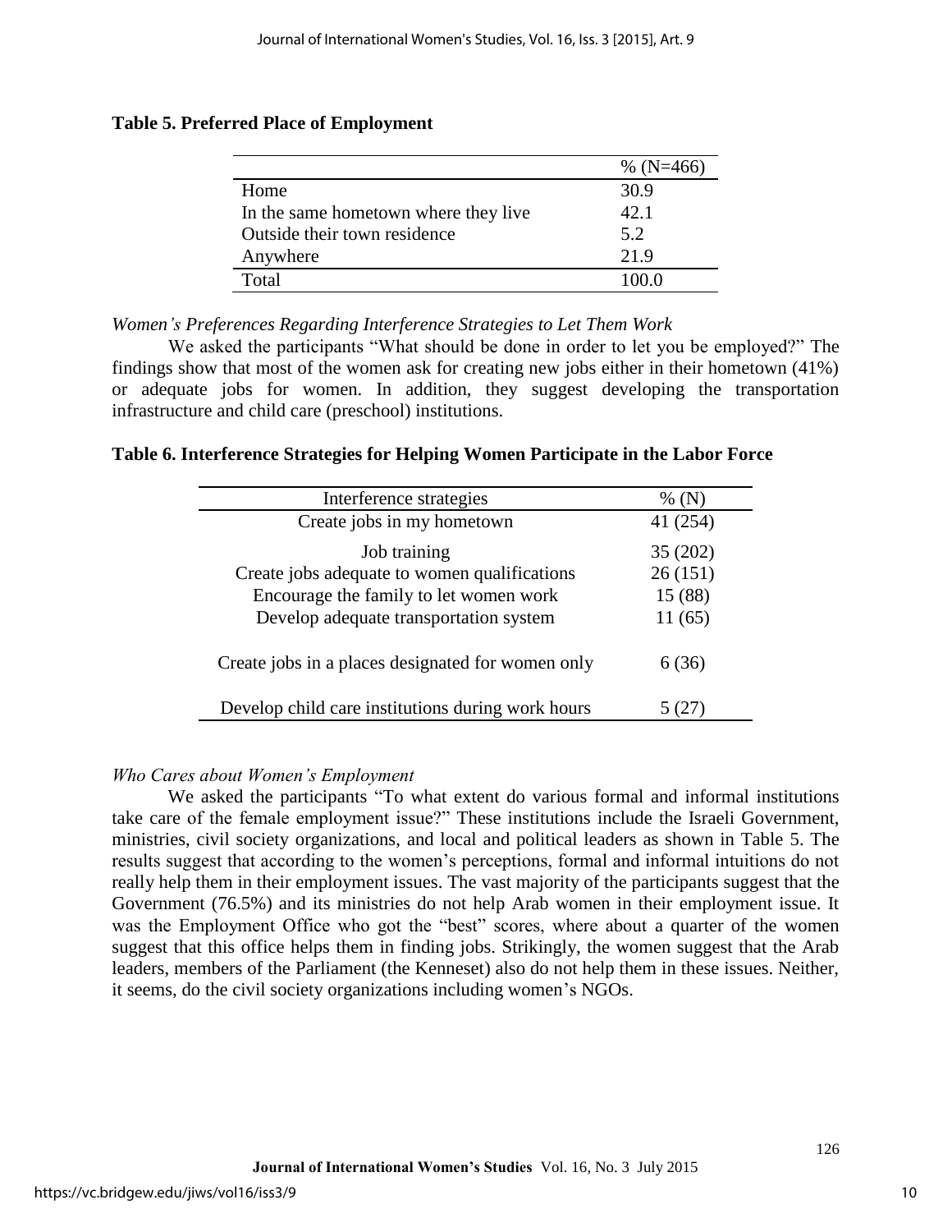**Table 5. Preferred Place of Employment**

| | % (N=466) |
|---|---|
| Home | 30.9 |
| In the same hometown where they live | 42.1 |
| Outside their town residence | 5.2 |
| Anywhere | 21.9 |
| Total | 100.0 |

*Women's Preferences Regarding Interference Strategies to Let Them Work*

We asked the participants "What should be done in order to let you be employed?" The findings show that most of the women ask for creating new jobs either in their hometown (41%) or adequate jobs for women. In addition, they suggest developing the transportation infrastructure and child care (preschool) institutions.

**Table 6. Interference Strategies for Helping Women Participate in the Labor Force**

| Interference strategies | % (N) |
|---|---|
| Create jobs in my hometown | 41 (254) |
| Job training | 35 (202) |
| Create jobs adequate to women qualifications | 26 (151) |
| Encourage the family to let women work | 15 (88) |
| Develop adequate transportation system | 11 (65) |
| Create jobs in a places designated for women only | 6 (36) |
| Develop child care institutions during work hours | 5 (27) |

*Who Cares about Women's Employment*

We asked the participants "To what extent do various formal and informal institutions take care of the female employment issue?" These institutions include the Israeli Government, ministries, civil society organizations, and local and political leaders as shown in Table 5. The results suggest that according to the women's perceptions, formal and informal intuitions do not really help them in their employment issues. The vast majority of the participants suggest that the Government (76.5%) and its ministries do not help Arab women in their employment issue. It was the Employment Office who got the "best" scores, where about a quarter of the women suggest that this office helps them in finding jobs. Strikingly, the women suggest that the Arab leaders, members of the Parliament (the Kenneset) also do not help them in these issues. Neither, it seems, do the civil society organizations including women's NGOs.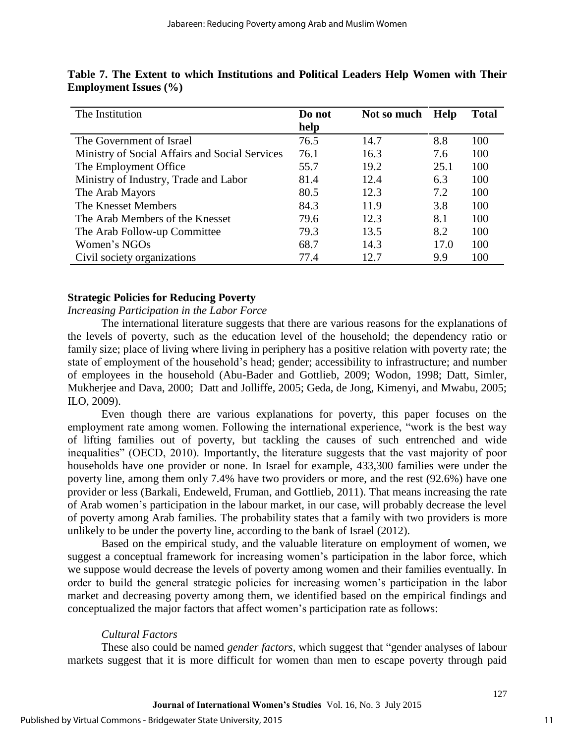**Table 7. The Extent to which Institutions and Political Leaders Help Women with Their Employment Issues (%)**

| The Institution | Do not help | Not so much | Help | Total |
|---|---|---|---|---|
| The Government of Israel | 76.5 | 14.7 | 8.8 | 100 |
| Ministry of Social Affairs and Social Services | 76.1 | 16.3 | 7.6 | 100 |
| The Employment Office | 55.7 | 19.2 | 25.1 | 100 |
| Ministry of Industry, Trade and Labor | 81.4 | 12.4 | 6.3 | 100 |
| The Arab Mayors | 80.5 | 12.3 | 7.2 | 100 |
| The Knesset Members | 84.3 | 11.9 | 3.8 | 100 |
| The Arab Members of the Knesset | 79.6 | 12.3 | 8.1 | 100 |
| The Arab Follow-up Committee | 79.3 | 13.5 | 8.2 | 100 |
| Women's NGOs | 68.7 | 14.3 | 17.0 | 100 |
| Civil society organizations | 77.4 | 12.7 | 9.9 | 100 |

## Strategic Policies for Reducing Poverty

*Increasing Participation in the Labor Force*

The international literature suggests that there are various reasons for the explanations of the levels of poverty, such as the education level of the household; the dependency ratio or family size; place of living where living in periphery has a positive relation with poverty rate; the state of employment of the household's head; gender; accessibility to infrastructure; and number of employees in the household (Abu-Bader and Gottlieb, 2009; Wodon, 1998; Datt, Simler, Mukherjee and Dava, 2000; Datt and Jolliffe, 2005; Geda, de Jong, Kimenyi, and Mwabu, 2005; ILO, 2009).

Even though there are various explanations for poverty, this paper focuses on the employment rate among women. Following the international experience, "work is the best way of lifting families out of poverty, but tackling the causes of such entrenched and wide inequalities" (OECD, 2010). Importantly, the literature suggests that the vast majority of poor households have one provider or none. In Israel for example, 433,300 families were under the poverty line, among them only 7.4% have two providers or more, and the rest (92.6%) have one provider or less (Barkali, Endeweld, Fruman, and Gottlieb, 2011). That means increasing the rate of Arab women's participation in the labour market, in our case, will probably decrease the level of poverty among Arab families. The probability states that a family with two providers is more unlikely to be under the poverty line, according to the bank of Israel (2012).

Based on the empirical study, and the valuable literature on employment of women, we suggest a conceptual framework for increasing women's participation in the labor force, which we suppose would decrease the levels of poverty among women and their families eventually. In order to build the general strategic policies for increasing women's participation in the labor market and decreasing poverty among them, we identified based on the empirical findings and conceptualized the major factors that affect women's participation rate as follows:

*Cultural Factors*

These also could be named *gender factors*, which suggest that "gender analyses of labour markets suggest that it is more difficult for women than men to escape poverty through paid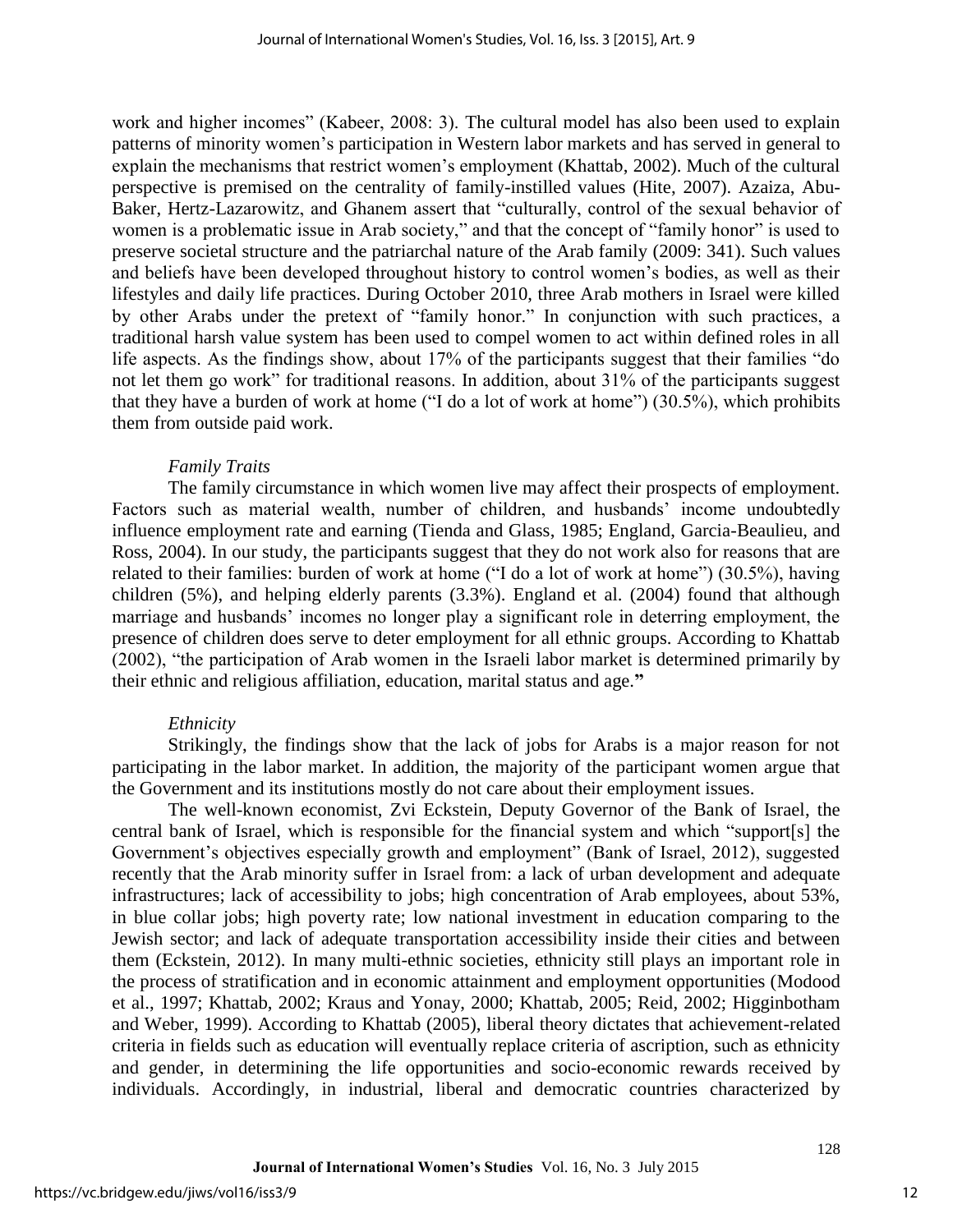work and higher incomes" (Kabeer, 2008: 3). The cultural model has also been used to explain patterns of minority women's participation in Western labor markets and has served in general to explain the mechanisms that restrict women's employment (Khattab, 2002). Much of the cultural perspective is premised on the centrality of family-instilled values (Hite, 2007). Azaiza, Abu-Baker, Hertz-Lazarowitz, and Ghanem assert that "culturally, control of the sexual behavior of women is a problematic issue in Arab society," and that the concept of "family honor" is used to preserve societal structure and the patriarchal nature of the Arab family (2009: 341). Such values and beliefs have been developed throughout history to control women's bodies, as well as their lifestyles and daily life practices. During October 2010, three Arab mothers in Israel were killed by other Arabs under the pretext of "family honor." In conjunction with such practices, a traditional harsh value system has been used to compel women to act within defined roles in all life aspects. As the findings show, about 17% of the participants suggest that their families "do not let them go work" for traditional reasons. In addition, about 31% of the participants suggest that they have a burden of work at home ("I do a lot of work at home") (30.5%), which prohibits them from outside paid work.

*Family Traits*

The family circumstance in which women live may affect their prospects of employment. Factors such as material wealth, number of children, and husbands' income undoubtedly influence employment rate and earning (Tienda and Glass, 1985; England, Garcia-Beaulieu, and Ross, 2004). In our study, the participants suggest that they do not work also for reasons that are related to their families: burden of work at home ("I do a lot of work at home") (30.5%), having children (5%), and helping elderly parents (3.3%). England et al. (2004) found that although marriage and husbands' incomes no longer play a significant role in deterring employment, the presence of children does serve to deter employment for all ethnic groups. According to Khattab (2002), "the participation of Arab women in the Israeli labor market is determined primarily by their ethnic and religious affiliation, education, marital status and age."

*Ethnicity*

Strikingly, the findings show that the lack of jobs for Arabs is a major reason for not participating in the labor market. In addition, the majority of the participant women argue that the Government and its institutions mostly do not care about their employment issues.

The well-known economist, Zvi Eckstein, Deputy Governor of the Bank of Israel, the central bank of Israel, which is responsible for the financial system and which "support[s] the Government's objectives especially growth and employment" (Bank of Israel, 2012), suggested recently that the Arab minority suffer in Israel from: a lack of urban development and adequate infrastructures; lack of accessibility to jobs; high concentration of Arab employees, about 53%, in blue collar jobs; high poverty rate; low national investment in education comparing to the Jewish sector; and lack of adequate transportation accessibility inside their cities and between them (Eckstein, 2012). In many multi-ethnic societies, ethnicity still plays an important role in the process of stratification and in economic attainment and employment opportunities (Modood et al., 1997; Khattab, 2002; Kraus and Yonay, 2000; Khattab, 2005; Reid, 2002; Higginbotham and Weber, 1999). According to Khattab (2005), liberal theory dictates that achievement-related criteria in fields such as education will eventually replace criteria of ascription, such as ethnicity and gender, in determining the life opportunities and socio-economic rewards received by individuals. Accordingly, in industrial, liberal and democratic countries characterized by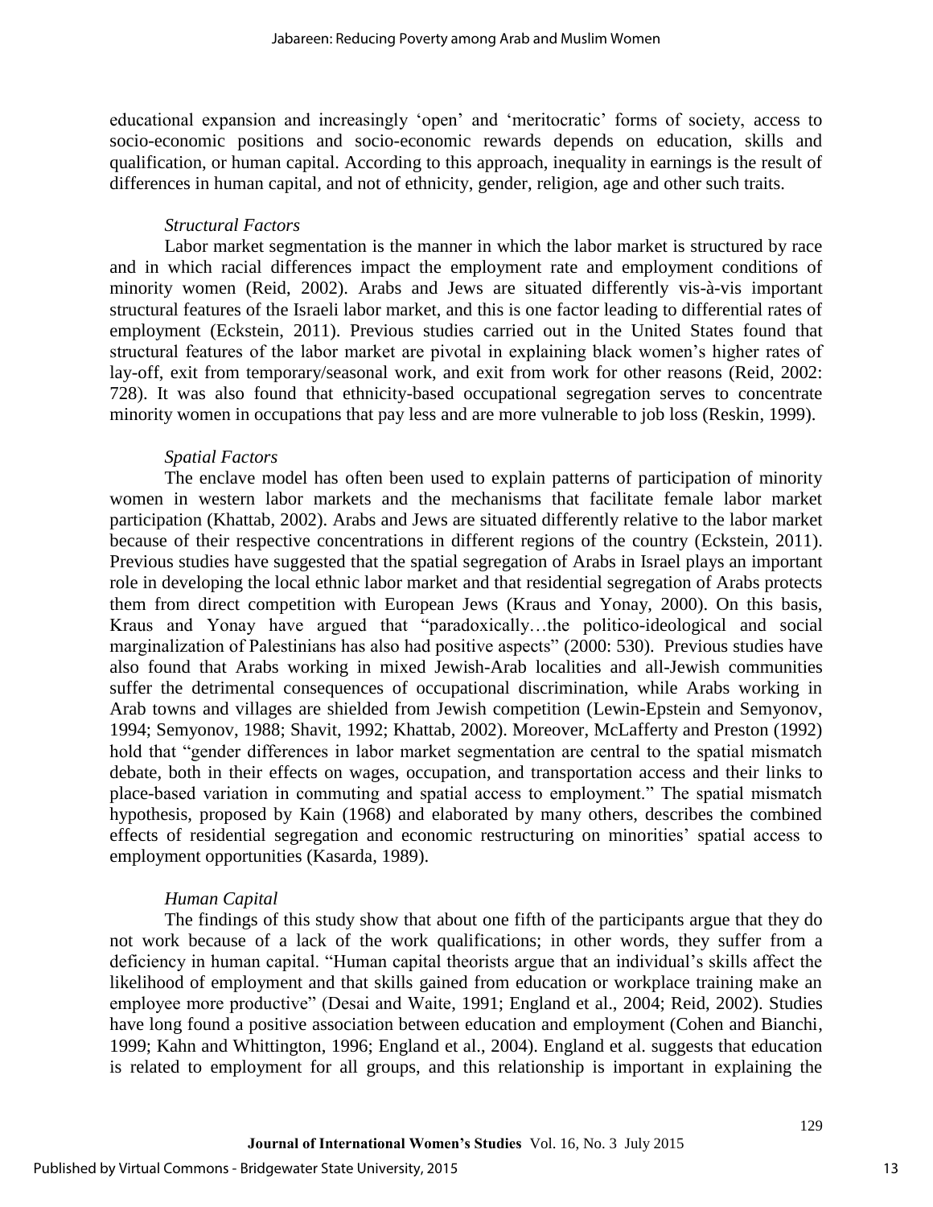educational expansion and increasingly 'open' and 'meritocratic' forms of society, access to socio-economic positions and socio-economic rewards depends on education, skills and qualification, or human capital. According to this approach, inequality in earnings is the result of differences in human capital, and not of ethnicity, gender, religion, age and other such traits.

### *Structural Factors*

Labor market segmentation is the manner in which the labor market is structured by race and in which racial differences impact the employment rate and employment conditions of minority women (Reid, 2002). Arabs and Jews are situated differently vis-à-vis important structural features of the Israeli labor market, and this is one factor leading to differential rates of employment (Eckstein, 2011). Previous studies carried out in the United States found that structural features of the labor market are pivotal in explaining black women's higher rates of lay-off, exit from temporary/seasonal work, and exit from work for other reasons (Reid, 2002: 728). It was also found that ethnicity-based occupational segregation serves to concentrate minority women in occupations that pay less and are more vulnerable to job loss (Reskin, 1999).

### *Spatial Factors*

The enclave model has often been used to explain patterns of participation of minority women in western labor markets and the mechanisms that facilitate female labor market participation (Khattab, 2002). Arabs and Jews are situated differently relative to the labor market because of their respective concentrations in different regions of the country (Eckstein, 2011). Previous studies have suggested that the spatial segregation of Arabs in Israel plays an important role in developing the local ethnic labor market and that residential segregation of Arabs protects them from direct competition with European Jews (Kraus and Yonay, 2000). On this basis, Kraus and Yonay have argued that "paradoxically…the politico-ideological and social marginalization of Palestinians has also had positive aspects" (2000: 530). Previous studies have also found that Arabs working in mixed Jewish-Arab localities and all-Jewish communities suffer the detrimental consequences of occupational discrimination, while Arabs working in Arab towns and villages are shielded from Jewish competition (Lewin-Epstein and Semyonov, 1994; Semyonov, 1988; Shavit, 1992; Khattab, 2002). Moreover, McLafferty and Preston (1992) hold that "gender differences in labor market segmentation are central to the spatial mismatch debate, both in their effects on wages, occupation, and transportation access and their links to place-based variation in commuting and spatial access to employment." The spatial mismatch hypothesis, proposed by Kain (1968) and elaborated by many others, describes the combined effects of residential segregation and economic restructuring on minorities' spatial access to employment opportunities (Kasarda, 1989).

### *Human Capital*

The findings of this study show that about one fifth of the participants argue that they do not work because of a lack of the work qualifications; in other words, they suffer from a deficiency in human capital. "Human capital theorists argue that an individual's skills affect the likelihood of employment and that skills gained from education or workplace training make an employee more productive" (Desai and Waite, 1991; England et al., 2004; Reid, 2002). Studies have long found a positive association between education and employment (Cohen and Bianchi, 1999; Kahn and Whittington, 1996; England et al., 2004). England et al. suggests that education is related to employment for all groups, and this relationship is important in explaining the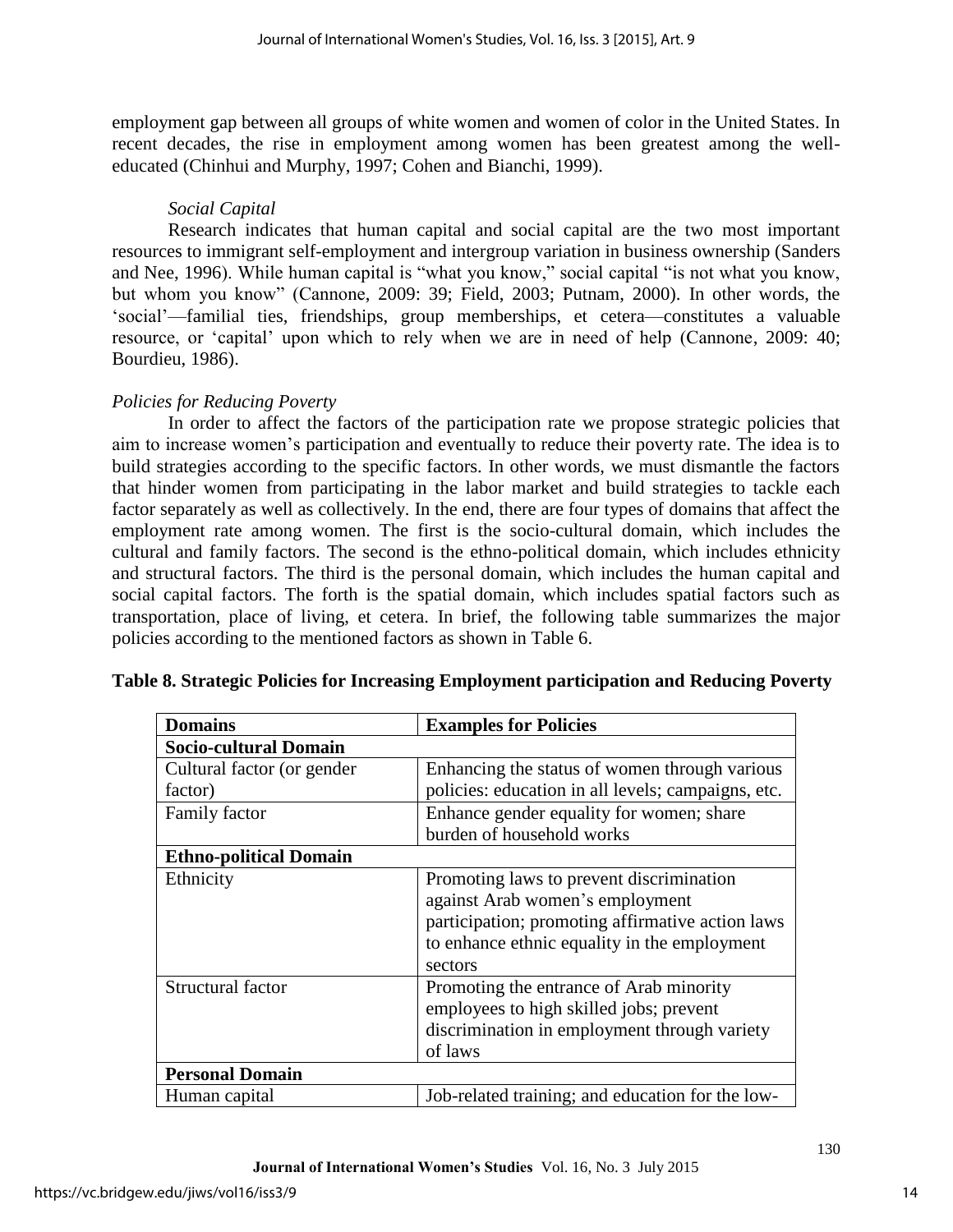employment gap between all groups of white women and women of color in the United States. In recent decades, the rise in employment among women has been greatest among the well-educated (Chinhui and Murphy, 1997; Cohen and Bianchi, 1999).

*Social Capital*

Research indicates that human capital and social capital are the two most important resources to immigrant self-employment and intergroup variation in business ownership (Sanders and Nee, 1996). While human capital is "what you know," social capital "is not what you know, but whom you know" (Cannone, 2009: 39; Field, 2003; Putnam, 2000). In other words, the 'social'—familial ties, friendships, group memberships, et cetera—constitutes a valuable resource, or 'capital' upon which to rely when we are in need of help (Cannone, 2009: 40; Bourdieu, 1986).

*Policies for Reducing Poverty*

In order to affect the factors of the participation rate we propose strategic policies that aim to increase women's participation and eventually to reduce their poverty rate. The idea is to build strategies according to the specific factors. In other words, we must dismantle the factors that hinder women from participating in the labor market and build strategies to tackle each factor separately as well as collectively. In the end, there are four types of domains that affect the employment rate among women. The first is the socio-cultural domain, which includes the cultural and family factors. The second is the ethno-political domain, which includes ethnicity and structural factors. The third is the personal domain, which includes the human capital and social capital factors. The forth is the spatial domain, which includes spatial factors such as transportation, place of living, et cetera. In brief, the following table summarizes the major policies according to the mentioned factors as shown in Table 6.

**Table 8. Strategic Policies for Increasing Employment participation and Reducing Poverty**

| **Domains** | **Examples for Policies** |
|---|---|
| **Socio-cultural Domain** | |
| Cultural factor (or gender factor) | Enhancing the status of women through various policies: education in all levels; campaigns, etc. |
| Family factor | Enhance gender equality for women; share burden of household works |
| **Ethno-political Domain** | |
| Ethnicity | Promoting laws to prevent discrimination against Arab women's employment participation; promoting affirmative action laws to enhance ethnic equality in the employment sectors |
| Structural factor | Promoting the entrance of Arab minority employees to high skilled jobs; prevent discrimination in employment through variety of laws |
| **Personal Domain** | |
| Human capital | Job-related training; and education for the low- |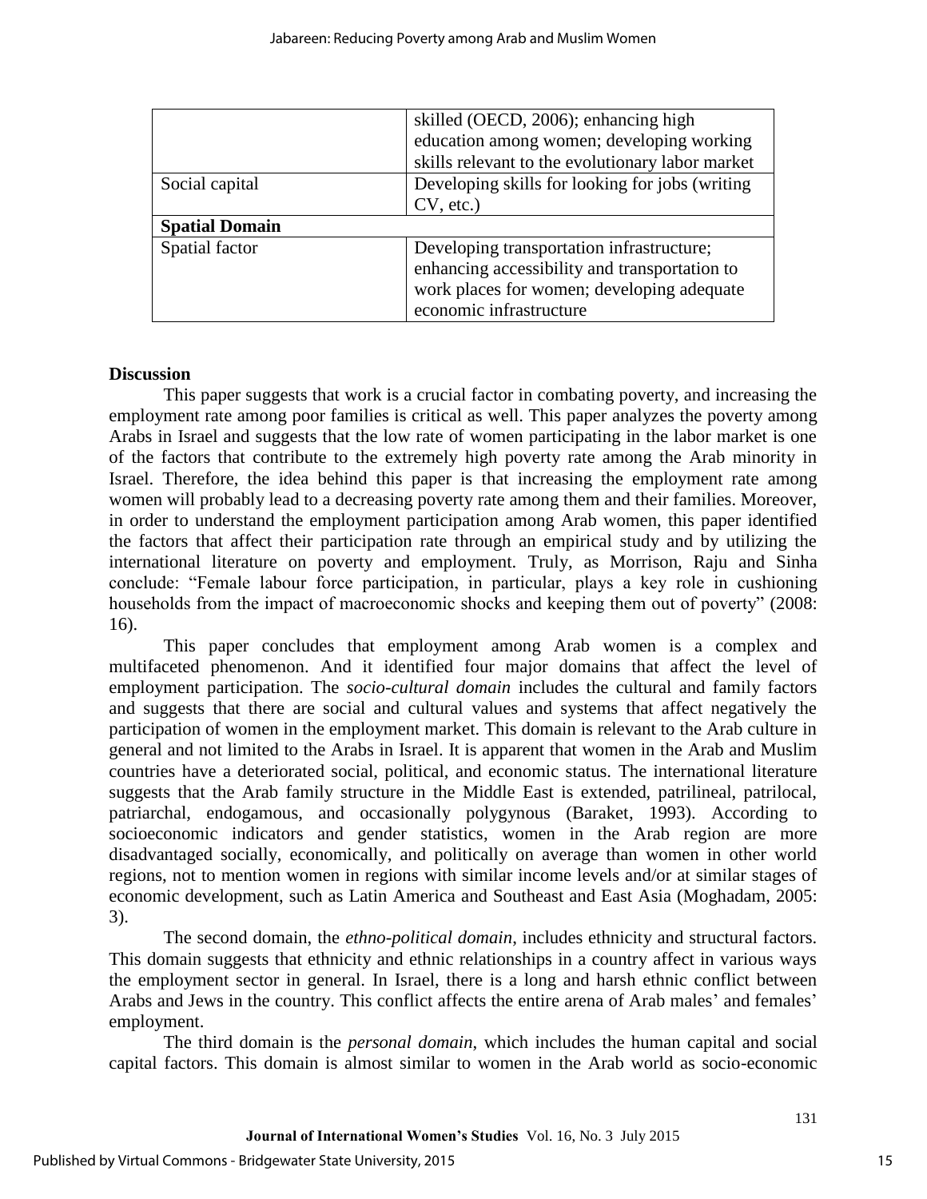| | |
|---|---|
| | skilled (OECD, 2006); enhancing high education among women; developing working skills relevant to the evolutionary labor market |
| Social capital | Developing skills for looking for jobs (writing CV, etc.) |
| **Spatial Domain** | |
| Spatial factor | Developing transportation infrastructure; enhancing accessibility and transportation to work places for women; developing adequate economic infrastructure |

**Discussion**

This paper suggests that work is a crucial factor in combating poverty, and increasing the employment rate among poor families is critical as well. This paper analyzes the poverty among Arabs in Israel and suggests that the low rate of women participating in the labor market is one of the factors that contribute to the extremely high poverty rate among the Arab minority in Israel. Therefore, the idea behind this paper is that increasing the employment rate among women will probably lead to a decreasing poverty rate among them and their families. Moreover, in order to understand the employment participation among Arab women, this paper identified the factors that affect their participation rate through an empirical study and by utilizing the international literature on poverty and employment. Truly, as Morrison, Raju and Sinha conclude: "Female labour force participation, in particular, plays a key role in cushioning households from the impact of macroeconomic shocks and keeping them out of poverty" (2008: 16).

This paper concludes that employment among Arab women is a complex and multifaceted phenomenon. And it identified four major domains that affect the level of employment participation. The *socio-cultural domain* includes the cultural and family factors and suggests that there are social and cultural values and systems that affect negatively the participation of women in the employment market. This domain is relevant to the Arab culture in general and not limited to the Arabs in Israel. It is apparent that women in the Arab and Muslim countries have a deteriorated social, political, and economic status. The international literature suggests that the Arab family structure in the Middle East is extended, patrilineal, patrilocal, patriarchal, endogamous, and occasionally polygynous (Baraket, 1993). According to socioeconomic indicators and gender statistics, women in the Arab region are more disadvantaged socially, economically, and politically on average than women in other world regions, not to mention women in regions with similar income levels and/or at similar stages of economic development, such as Latin America and Southeast and East Asia (Moghadam, 2005: 3).

The second domain, the *ethno-political domain*, includes ethnicity and structural factors. This domain suggests that ethnicity and ethnic relationships in a country affect in various ways the employment sector in general. In Israel, there is a long and harsh ethnic conflict between Arabs and Jews in the country. This conflict affects the entire arena of Arab males' and females' employment.

The third domain is the *personal domain*, which includes the human capital and social capital factors. This domain is almost similar to women in the Arab world as socio-economic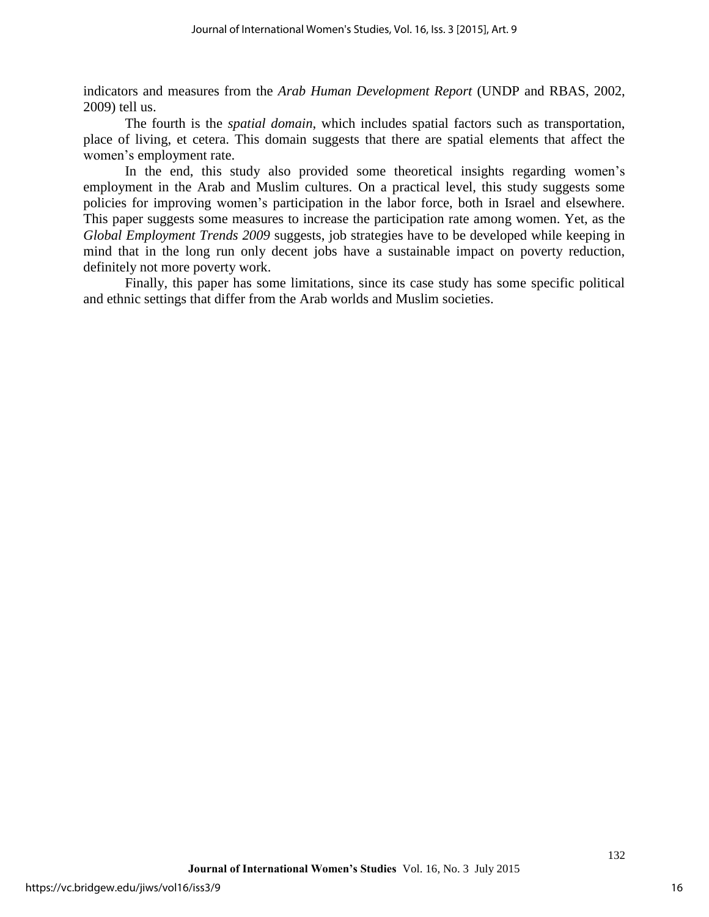indicators and measures from the *Arab Human Development Report* (UNDP and RBAS, 2002, 2009) tell us.

The fourth is the *spatial domain*, which includes spatial factors such as transportation, place of living, et cetera. This domain suggests that there are spatial elements that affect the women's employment rate.

In the end, this study also provided some theoretical insights regarding women's employment in the Arab and Muslim cultures. On a practical level, this study suggests some policies for improving women's participation in the labor force, both in Israel and elsewhere. This paper suggests some measures to increase the participation rate among women. Yet, as the *Global Employment Trends 2009* suggests, job strategies have to be developed while keeping in mind that in the long run only decent jobs have a sustainable impact on poverty reduction, definitely not more poverty work.

Finally, this paper has some limitations, since its case study has some specific political and ethnic settings that differ from the Arab worlds and Muslim societies.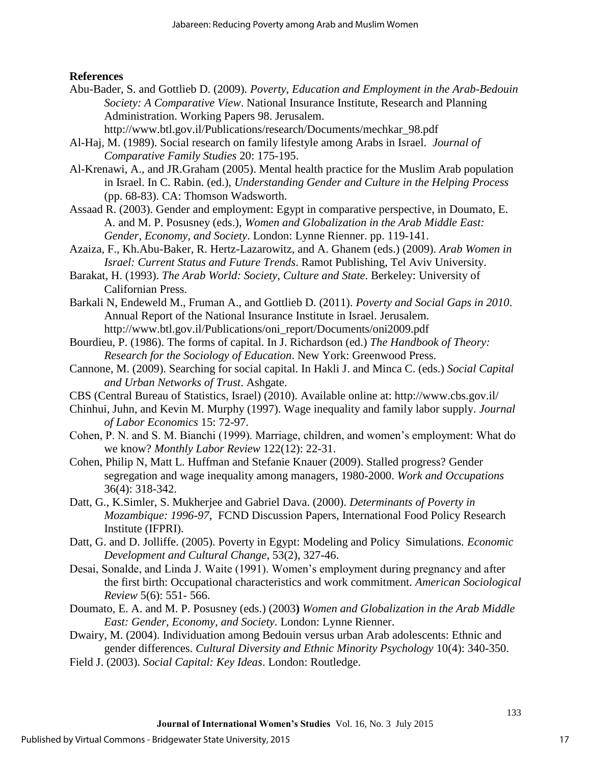**References**

Abu-Bader, S. and Gottlieb D. (2009). *Poverty, Education and Employment in the Arab-Bedouin Society: A Comparative View*. National Insurance Institute, Research and Planning Administration. Working Papers 98. Jerusalem. http://www.btl.gov.il/Publications/research/Documents/mechkar_98.pdf

Al-Haj, M. (1989). Social research on family lifestyle among Arabs in Israel. *Journal of Comparative Family Studies* 20: 175-195.

Al-Krenawi, A., and JR.Graham (2005). Mental health practice for the Muslim Arab population in Israel. In C. Rabin. (ed.), *Understanding Gender and Culture in the Helping Process* (pp. 68-83). CA: Thomson Wadsworth.

Assaad R. (2003). Gender and employment: Egypt in comparative perspective, in Doumato, E. A. and M. P. Posusney (eds.), *Women and Globalization in the Arab Middle East: Gender, Economy, and Society*. London: Lynne Rienner. pp. 119-141.

Azaiza, F., Kh.Abu-Baker, R. Hertz-Lazarowitz, and A. Ghanem (eds.) (2009). *Arab Women in Israel: Current Status and Future Trends*. Ramot Publishing, Tel Aviv University.

Barakat, H. (1993). *The Arab World: Society, Culture and State*. Berkeley: University of Californian Press.

Barkali N, Endeweld M., Fruman A., and Gottlieb D. (2011). *Poverty and Social Gaps in 2010*. Annual Report of the National Insurance Institute in Israel. Jerusalem. http://www.btl.gov.il/Publications/oni_report/Documents/oni2009.pdf

Bourdieu, P. (1986). The forms of capital. In J. Richardson (ed.) *The Handbook of Theory: Research for the Sociology of Education*. New York: Greenwood Press.

Cannone, M. (2009). Searching for social capital. In Hakli J. and Minca C. (eds.) *Social Capital and Urban Networks of Trust*. Ashgate.

CBS (Central Bureau of Statistics, Israel) (2010). Available online at: http://www.cbs.gov.il/

Chinhui, Juhn, and Kevin M. Murphy (1997). Wage inequality and family labor supply. *Journal of Labor Economics* 15: 72-97.

Cohen, P. N. and S. M. Bianchi (1999). Marriage, children, and women's employment: What do we know? *Monthly Labor Review* 122(12): 22-31.

Cohen, Philip N, Matt L. Huffman and Stefanie Knauer (2009). Stalled progress? Gender segregation and wage inequality among managers, 1980-2000. *Work and Occupations* 36(4): 318-342.

Datt, G., K.Simler, S. Mukherjee and Gabriel Dava. (2000). *Determinants of Poverty in Mozambique: 1996-97*, FCND Discussion Papers, International Food Policy Research Institute (IFPRI).

Datt, G. and D. Jolliffe. (2005). Poverty in Egypt: Modeling and Policy Simulations. *Economic Development and Cultural Change*, 53(2), 327-46.

Desai, Sonalde, and Linda J. Waite (1991). Women's employment during pregnancy and after the first birth: Occupational characteristics and work commitment. *American Sociological Review* 5(6): 551- 566.

Doumato, E. A. and M. P. Posusney (eds.) (2003**)** *Women and Globalization in the Arab Middle East: Gender, Economy, and Society*. London: Lynne Rienner.

Dwairy, M. (2004). Individuation among Bedouin versus urban Arab adolescents: Ethnic and gender differences. *Cultural Diversity and Ethnic Minority Psychology* 10(4): 340-350.

Field J. (2003). *Social Capital: Key Ideas*. London: Routledge.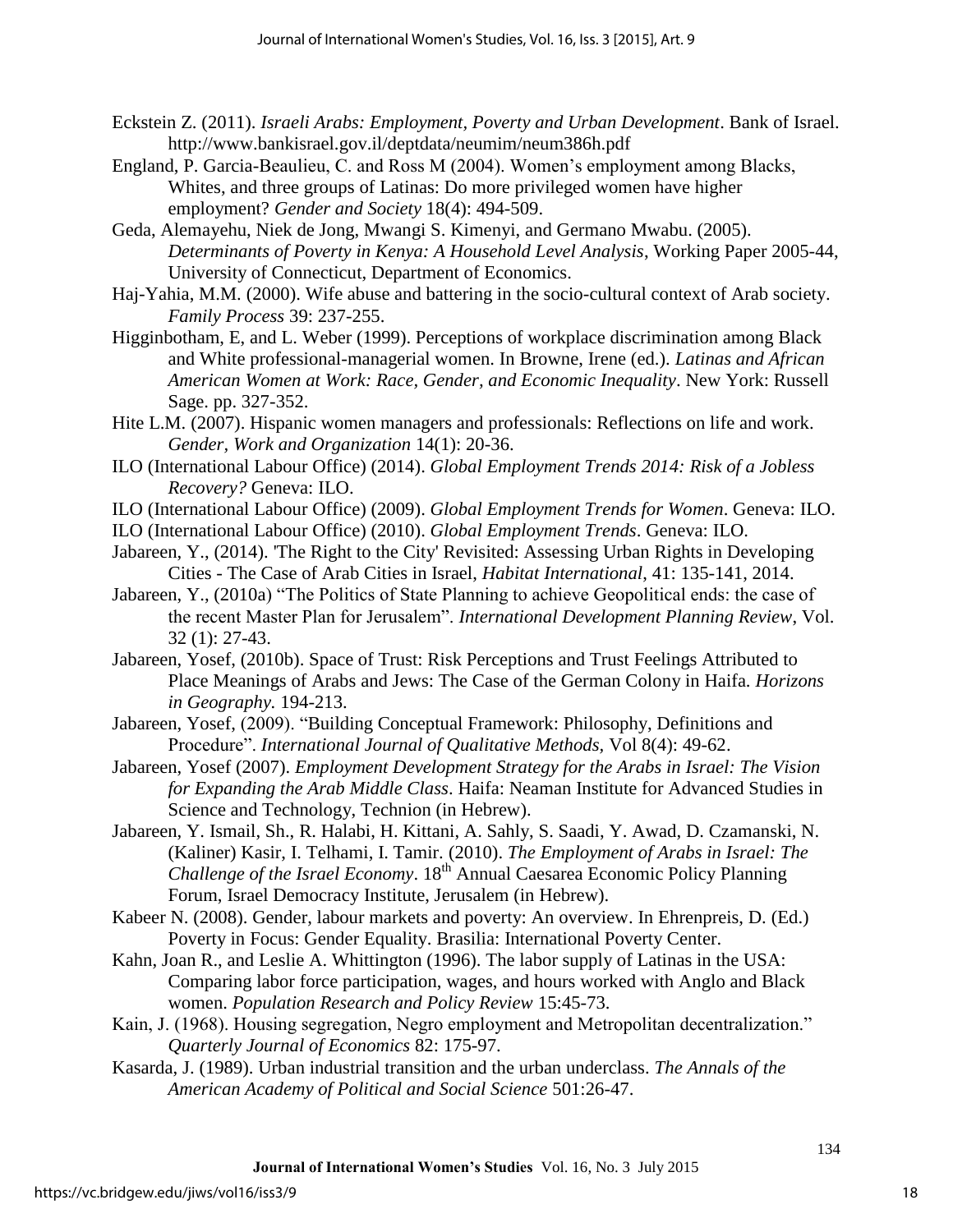Eckstein Z. (2011). *Israeli Arabs: Employment, Poverty and Urban Development*. Bank of Israel. http://www.bankisrael.gov.il/deptdata/neumim/neum386h.pdf

England, P. Garcia-Beaulieu, C. and Ross M (2004). Women's employment among Blacks, Whites, and three groups of Latinas: Do more privileged women have higher employment? *Gender and Society* 18(4): 494-509.

Geda, Alemayehu, Niek de Jong, Mwangi S. Kimenyi, and Germano Mwabu. (2005). *Determinants of Poverty in Kenya: A Household Level Analysis*, Working Paper 2005-44, University of Connecticut, Department of Economics.

Haj-Yahia, M.M. (2000). Wife abuse and battering in the socio-cultural context of Arab society. *Family Process* 39: 237-255.

Higginbotham, E, and L. Weber (1999). Perceptions of workplace discrimination among Black and White professional-managerial women. In Browne, Irene (ed.). *Latinas and African American Women at Work: Race, Gender, and Economic Inequality*. New York: Russell Sage. pp. 327-352.

Hite L.M. (2007). Hispanic women managers and professionals: Reflections on life and work. *Gender, Work and Organization* 14(1): 20-36.

ILO (International Labour Office) (2014). *Global Employment Trends 2014: Risk of a Jobless Recovery?* Geneva: ILO.

ILO (International Labour Office) (2009). *Global Employment Trends for Women*. Geneva: ILO.

ILO (International Labour Office) (2010). *Global Employment Trends*. Geneva: ILO.

Jabareen, Y., (2014). 'The Right to the City' Revisited: Assessing Urban Rights in Developing Cities - The Case of Arab Cities in Israel, *Habitat International*, 41: 135-141, 2014.

Jabareen, Y., (2010a) "The Politics of State Planning to achieve Geopolitical ends: the case of the recent Master Plan for Jerusalem". *International Development Planning Review*, Vol. 32 (1): 27-43.

Jabareen, Yosef, (2010b). Space of Trust: Risk Perceptions and Trust Feelings Attributed to Place Meanings of Arabs and Jews: The Case of the German Colony in Haifa. *Horizons in Geography.* 194-213.

Jabareen, Yosef, (2009). "Building Conceptual Framework: Philosophy, Definitions and Procedure". *International Journal of Qualitative Methods,* Vol 8(4): 49-62.

Jabareen, Yosef (2007). *Employment Development Strategy for the Arabs in Israel: The Vision for Expanding the Arab Middle Class*. Haifa: Neaman Institute for Advanced Studies in Science and Technology, Technion (in Hebrew).

Jabareen, Y. Ismail, Sh., R. Halabi, H. Kittani, A. Sahly, S. Saadi, Y. Awad, D. Czamanski, N. (Kaliner) Kasir, I. Telhami, I. Tamir. (2010). *The Employment of Arabs in Israel: The Challenge of the Israel Economy*. 18th Annual Caesarea Economic Policy Planning Forum, Israel Democracy Institute, Jerusalem (in Hebrew).

Kabeer N. (2008). Gender, labour markets and poverty: An overview. In Ehrenpreis, D. (Ed.) Poverty in Focus: Gender Equality. Brasilia: International Poverty Center.

Kahn, Joan R., and Leslie A. Whittington (1996). The labor supply of Latinas in the USA: Comparing labor force participation, wages, and hours worked with Anglo and Black women. *Population Research and Policy Review* 15:45-73.

Kain, J. (1968). Housing segregation, Negro employment and Metropolitan decentralization." *Quarterly Journal of Economics* 82: 175-97.

Kasarda, J. (1989). Urban industrial transition and the urban underclass. *The Annals of the American Academy of Political and Social Science* 501:26-47.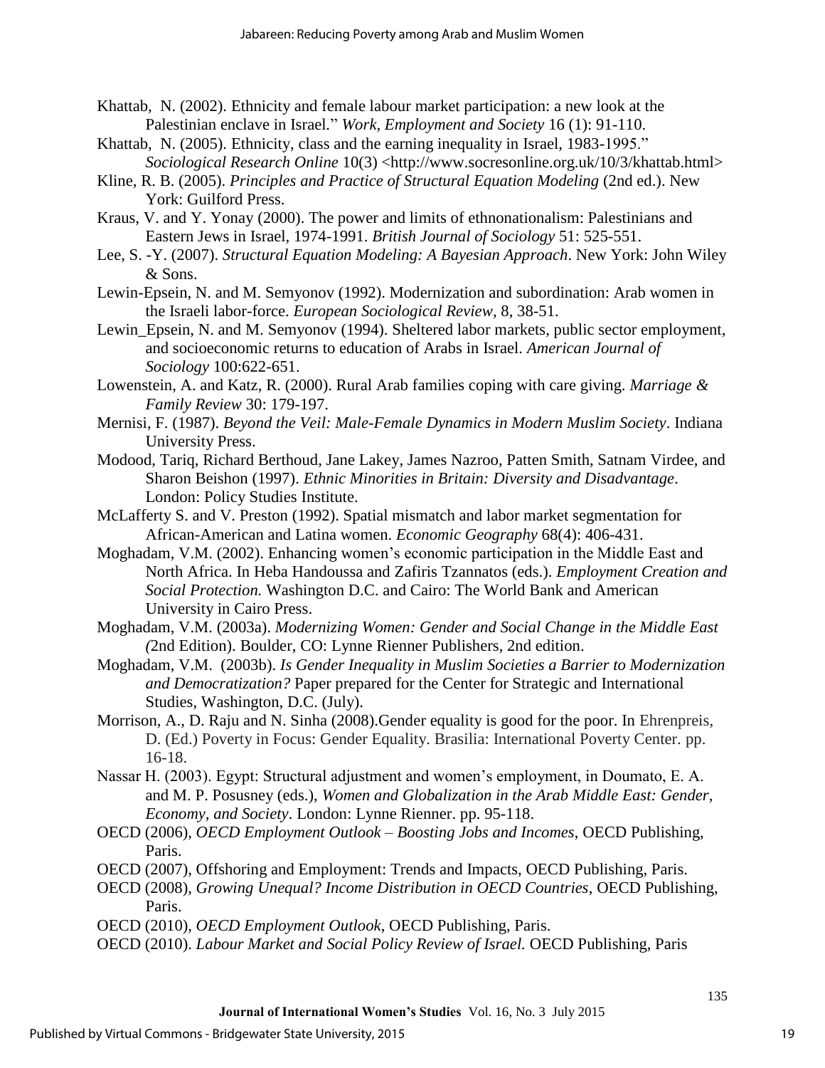Khattab, N. (2002). Ethnicity and female labour market participation: a new look at the Palestinian enclave in Israel." *Work, Employment and Society* 16 (1): 91-110.

Khattab, N. (2005). Ethnicity, class and the earning inequality in Israel, 1983-1995." *Sociological Research Online* 10(3) <http://www.socresonline.org.uk/10/3/khattab.html>

Kline, R. B. (2005). *Principles and Practice of Structural Equation Modeling* (2nd ed.). New York: Guilford Press.

Kraus, V. and Y. Yonay (2000). The power and limits of ethnonationalism: Palestinians and Eastern Jews in Israel, 1974-1991. *British Journal of Sociology* 51: 525-551.

Lee, S. -Y. (2007). *Structural Equation Modeling: A Bayesian Approach*. New York: John Wiley & Sons.

Lewin-Epsein, N. and M. Semyonov (1992). Modernization and subordination: Arab women in the Israeli labor-force. *European Sociological Review*, 8, 38-51.

Lewin_Epsein, N. and M. Semyonov (1994). Sheltered labor markets, public sector employment, and socioeconomic returns to education of Arabs in Israel. *American Journal of Sociology* 100:622-651.

Lowenstein, A. and Katz, R. (2000). Rural Arab families coping with care giving. *Marriage & Family Review* 30: 179-197.

Mernisi, F. (1987). *Beyond the Veil: Male-Female Dynamics in Modern Muslim Society*. Indiana University Press.

Modood, Tariq, Richard Berthoud, Jane Lakey, James Nazroo, Patten Smith, Satnam Virdee, and Sharon Beishon (1997). *Ethnic Minorities in Britain: Diversity and Disadvantage*. London: Policy Studies Institute.

McLafferty S. and V. Preston (1992). Spatial mismatch and labor market segmentation for African-American and Latina women. *Economic Geography* 68(4): 406-431.

Moghadam, V.M. (2002). Enhancing women's economic participation in the Middle East and North Africa. In Heba Handoussa and Zafiris Tzannatos (eds.). *Employment Creation and Social Protection.* Washington D.C. and Cairo: The World Bank and American University in Cairo Press.

Moghadam, V.M. (2003a). *Modernizing Women: Gender and Social Change in the Middle East (*2nd Edition). Boulder, CO: Lynne Rienner Publishers, 2nd edition.

Moghadam, V.M. (2003b). *Is Gender Inequality in Muslim Societies a Barrier to Modernization and Democratization?* Paper prepared for the Center for Strategic and International Studies, Washington, D.C. (July).

Morrison, A., D. Raju and N. Sinha (2008).Gender equality is good for the poor. In Ehrenpreis, D. (Ed.) Poverty in Focus: Gender Equality. Brasilia: International Poverty Center. pp. 16-18.

Nassar H. (2003). Egypt: Structural adjustment and women's employment, in Doumato, E. A. and M. P. Posusney (eds.), *Women and Globalization in the Arab Middle East: Gender, Economy, and Society*. London: Lynne Rienner. pp. 95-118.

OECD (2006), *OECD Employment Outlook – Boosting Jobs and Incomes*, OECD Publishing, Paris.

OECD (2007), Offshoring and Employment: Trends and Impacts, OECD Publishing, Paris.

OECD (2008), *Growing Unequal? Income Distribution in OECD Countries*, OECD Publishing, Paris.

OECD (2010), *OECD Employment Outlook*, OECD Publishing, Paris.

OECD (2010). *Labour Market and Social Policy Review of Israel.* OECD Publishing, Paris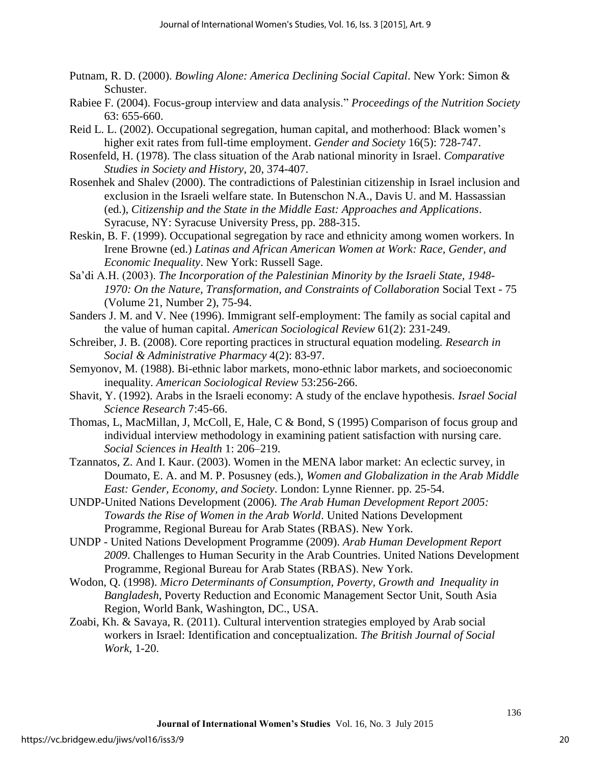Putnam, R. D. (2000). *Bowling Alone: America Declining Social Capital*. New York: Simon & Schuster.

Rabiee F. (2004). Focus-group interview and data analysis." *Proceedings of the Nutrition Society* 63: 655-660.

Reid L. L. (2002). Occupational segregation, human capital, and motherhood: Black women's higher exit rates from full-time employment. *Gender and Society* 16(5): 728-747.

Rosenfeld, H. (1978). The class situation of the Arab national minority in Israel. *Comparative Studies in Society and History*, 20, 374-407.

Rosenhek and Shalev (2000). The contradictions of Palestinian citizenship in Israel inclusion and exclusion in the Israeli welfare state. In Butenschon N.A., Davis U. and M. Hassassian (ed.), *Citizenship and the State in the Middle East: Approaches and Applications*. Syracuse, NY: Syracuse University Press, pp. 288-315.

Reskin, B. F. (1999). Occupational segregation by race and ethnicity among women workers. In Irene Browne (ed.) *Latinas and African American Women at Work: Race, Gender, and Economic Inequality*. New York: Russell Sage.

Sa'di A.H. (2003). *The Incorporation of the Palestinian Minority by the Israeli State, 1948-1970: On the Nature, Transformation, and Constraints of Collaboration* Social Text - 75 (Volume 21, Number 2), 75-94.

Sanders J. M. and V. Nee (1996). Immigrant self-employment: The family as social capital and the value of human capital. *American Sociological Review* 61(2): 231-249.

Schreiber, J. B. (2008). Core reporting practices in structural equation modeling. *Research in Social & Administrative Pharmacy* 4(2): 83-97.

Semyonov, M. (1988). Bi-ethnic labor markets, mono-ethnic labor markets, and socioeconomic inequality. *American Sociological Review* 53:256-266.

Shavit, Y. (1992). Arabs in the Israeli economy: A study of the enclave hypothesis. *Israel Social Science Research* 7:45-66.

Thomas, L, MacMillan, J, McColl, E, Hale, C & Bond, S (1995) Comparison of focus group and individual interview methodology in examining patient satisfaction with nursing care. *Social Sciences in Health* 1: 206–219.

Tzannatos, Z. And I. Kaur. (2003). Women in the MENA labor market: An eclectic survey, in Doumato, E. A. and M. P. Posusney (eds.), *Women and Globalization in the Arab Middle East: Gender, Economy, and Society*. London: Lynne Rienner. pp. 25-54.

UNDP-United Nations Development (2006). *The Arab Human Development Report 2005: Towards the Rise of Women in the Arab World*. United Nations Development Programme, Regional Bureau for Arab States (RBAS). New York.

UNDP - United Nations Development Programme (2009). *Arab Human Development Report 2009*. Challenges to Human Security in the Arab Countries. United Nations Development Programme, Regional Bureau for Arab States (RBAS). New York.

Wodon, Q. (1998). *Micro Determinants of Consumption, Poverty, Growth and Inequality in Bangladesh*, Poverty Reduction and Economic Management Sector Unit, South Asia Region, World Bank, Washington, DC., USA.

Zoabi, Kh. & Savaya, R. (2011). Cultural intervention strategies employed by Arab social workers in Israel: Identification and conceptualization. *The British Journal of Social Work*, 1-20.